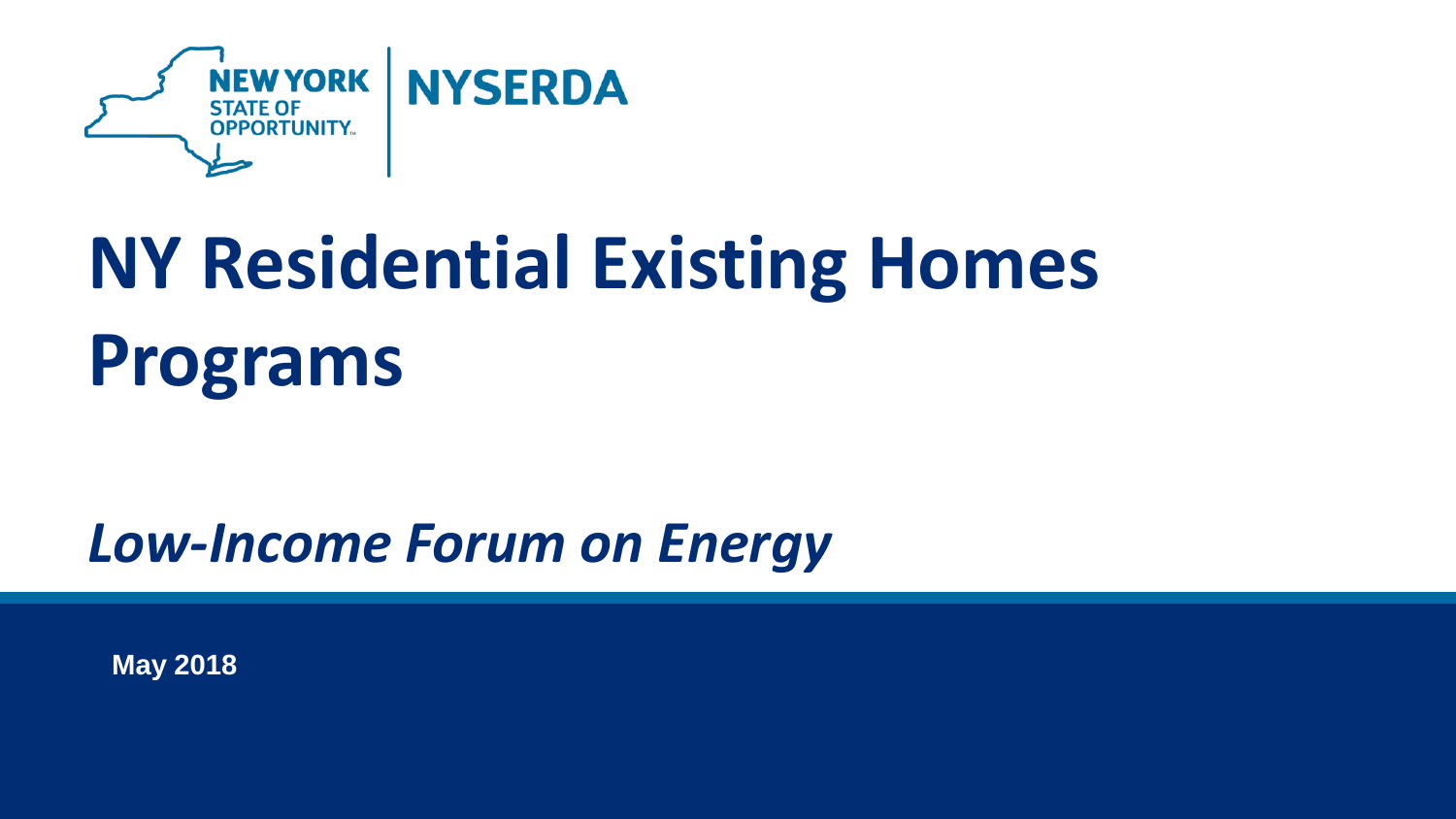NEW YORK STATE OF OPPORTUNITY | NYSERDA

# NY Residential Existing Homes Programs

## *Low-Income Forum on Energy*

**May 2018**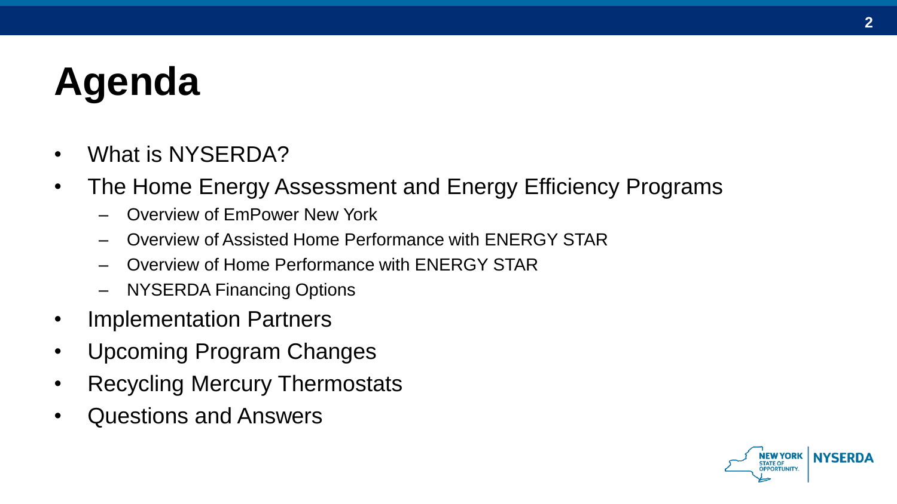# Agenda

- What is NYSERDA?
- The Home Energy Assessment and Energy Efficiency Programs
  - Overview of EmPower New York
  - Overview of Assisted Home Performance with ENERGY STAR
  - Overview of Home Performance with ENERGY STAR
  - NYSERDA Financing Options
- Implementation Partners
- Upcoming Program Changes
- Recycling Mercury Thermostats
- Questions and Answers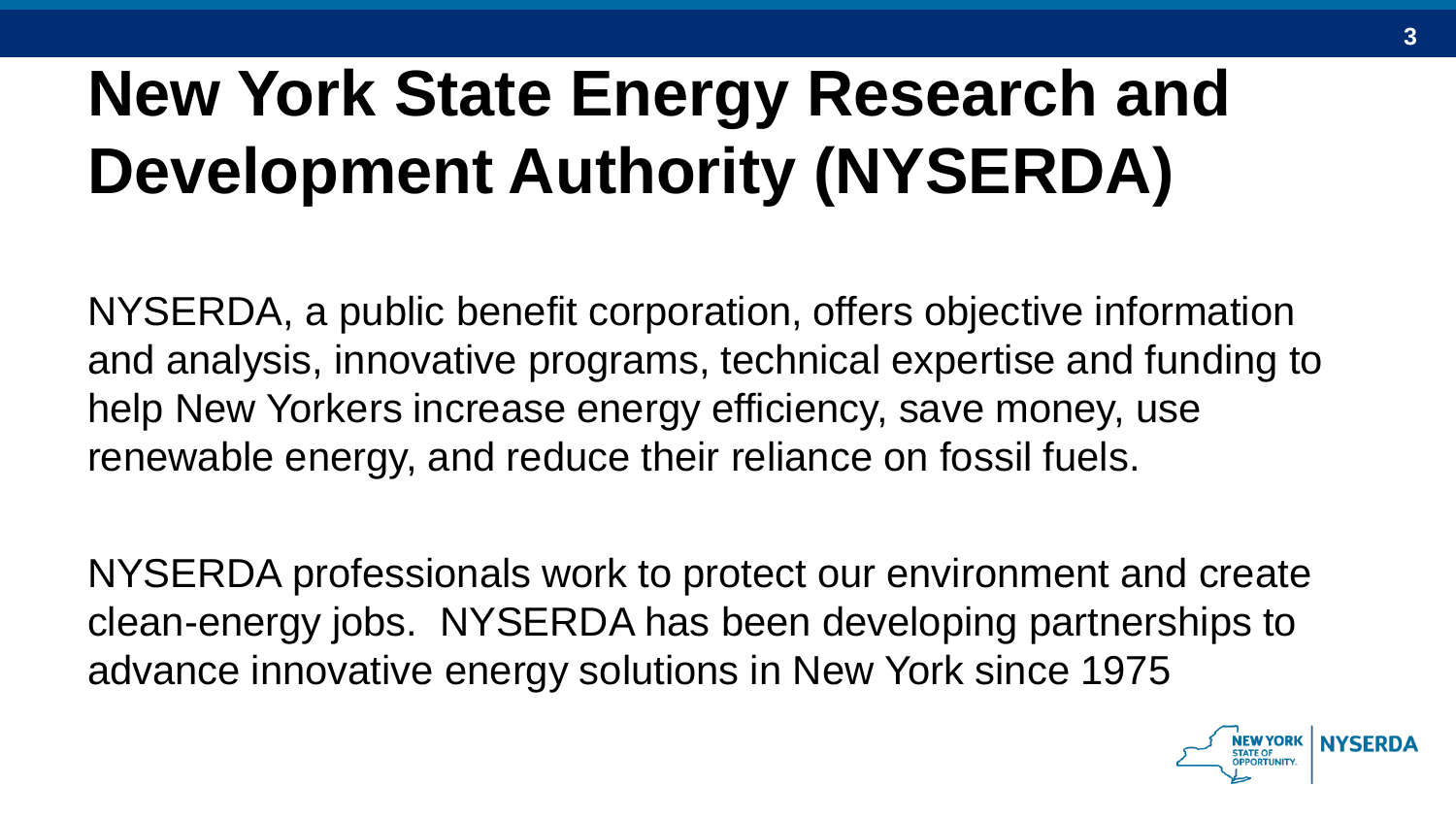# New York State Energy Research and Development Authority (NYSERDA)

NYSERDA, a public benefit corporation, offers objective information and analysis, innovative programs, technical expertise and funding to help New Yorkers increase energy efficiency, save money, use renewable energy, and reduce their reliance on fossil fuels.

NYSERDA professionals work to protect our environment and create clean-energy jobs. NYSERDA has been developing partnerships to advance innovative energy solutions in New York since 1975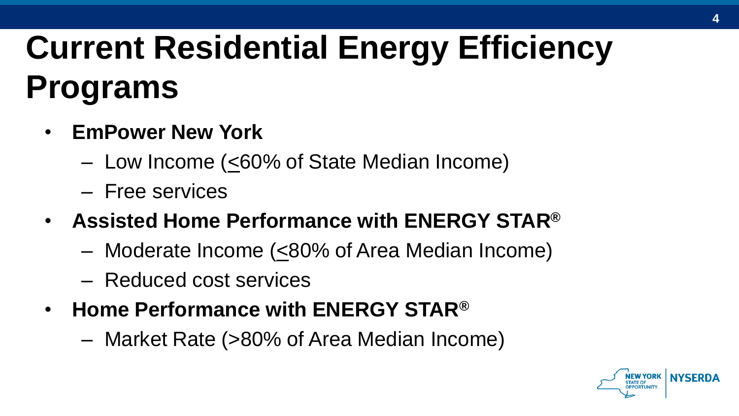# Current Residential Energy Efficiency Programs

- **EmPower New York**
  - Low Income (≤60% of State Median Income)
  - Free services
- **Assisted Home Performance with ENERGY STAR®**
  - Moderate Income (≤80% of Area Median Income)
  - Reduced cost services
- **Home Performance with ENERGY STAR®**
  - Market Rate (>80% of Area Median Income)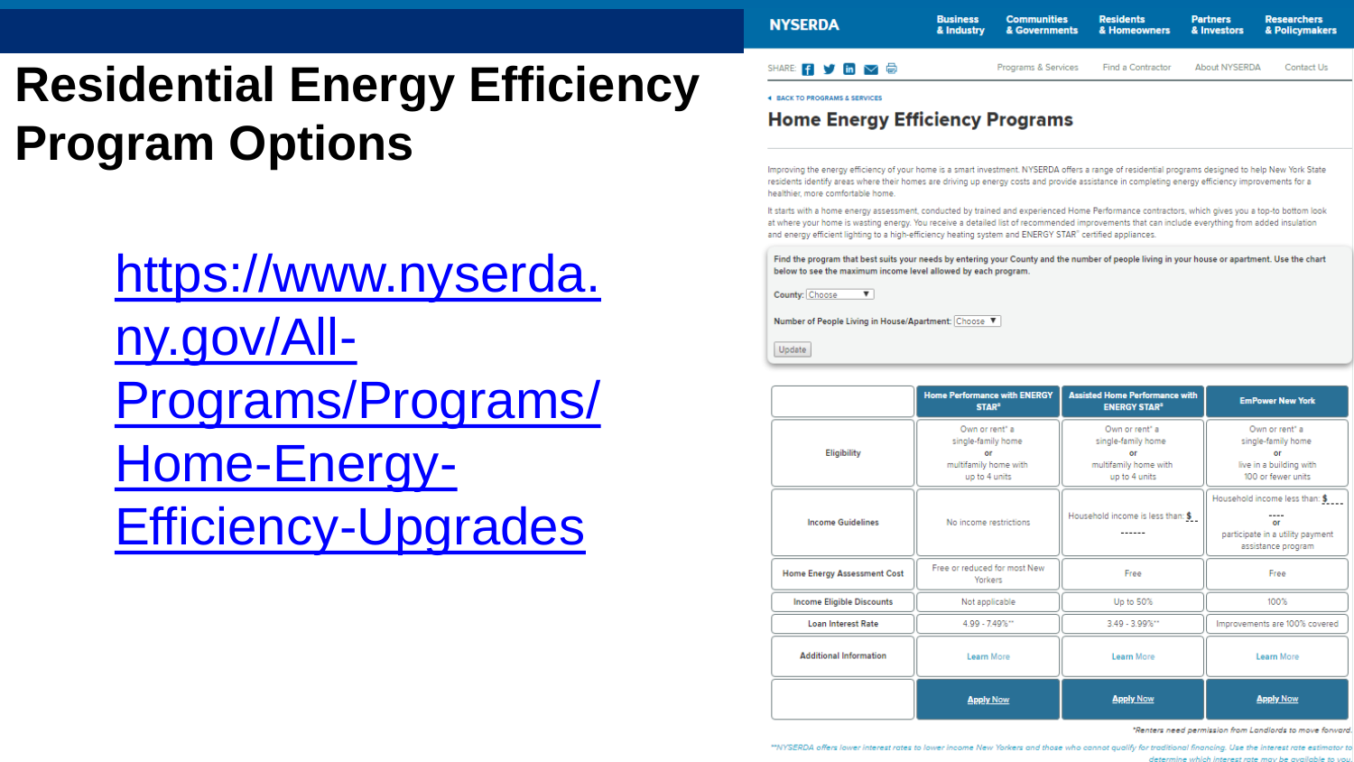# Residential Energy Efficiency Program Options

https://www.nyserda.ny.gov/All-Programs/Programs/Home-Energy-Efficiency-Upgrades

NYSERDA

Business & Industry | Communities & Governments | Residents & Homeowners | Partners & Investors | Researchers & Policymakers

SHARE: | Programs & Services | Find a Contractor | About NYSERDA | Contact Us

BACK TO PROGRAMS & SERVICES

## Home Energy Efficiency Programs

Improving the energy efficiency of your home is a smart investment. NYSERDA offers a range of residential programs designed to help New York State residents identify areas where their homes are driving up energy costs and provide assistance in completing energy efficiency improvements for a healthier, more comfortable home.

It starts with a home energy assessment, conducted by trained and experienced Home Performance contractors, which gives you a top-to bottom look at where your home is wasting energy. You receive a detailed list of recommended improvements that can include everything from added insulation and energy efficient lighting to a high-efficiency heating system and ENERGY STAR® certified appliances.

**Find the program that best suits your needs by entering your County and the number of people living in your house or apartment. Use the chart below to see the maximum income level allowed by each program.**

County: Choose

Number of People Living in House/Apartment: Choose

Update

| | Home Performance with ENERGY STAR® | Assisted Home Performance with ENERGY STAR® | EmPower New York |
|---|---|---|---|
| Eligibility | Own or rent* a single-family home **or** multifamily home with up to 4 units | Own or rent* a single-family home **or** multifamily home with up to 4 units | Own or rent* a single-family home **or** live in a building with 100 or fewer units |
| Income Guidelines | No income restrictions | Household income is less than: $------ | Household income less than: $---- **or** participate in a utility payment assistance program |
| Home Energy Assessment Cost | Free or reduced for most New Yorkers | Free | Free |
| Income Eligible Discounts | Not applicable | Up to 50% | 100% |
| Loan Interest Rate | 4.99 - 7.49%** | 3.49 - 3.99%** | Improvements are 100% covered |
| Additional Information | Learn More | Learn More | Learn More |
| | Apply Now | Apply Now | Apply Now |

*Renters need permission from Landlords to move forward.

**NYSERDA offers lower interest rates to lower income New Yorkers and those who cannot qualify for traditional financing. Use the interest rate estimator to determine which interest rate may be available to you.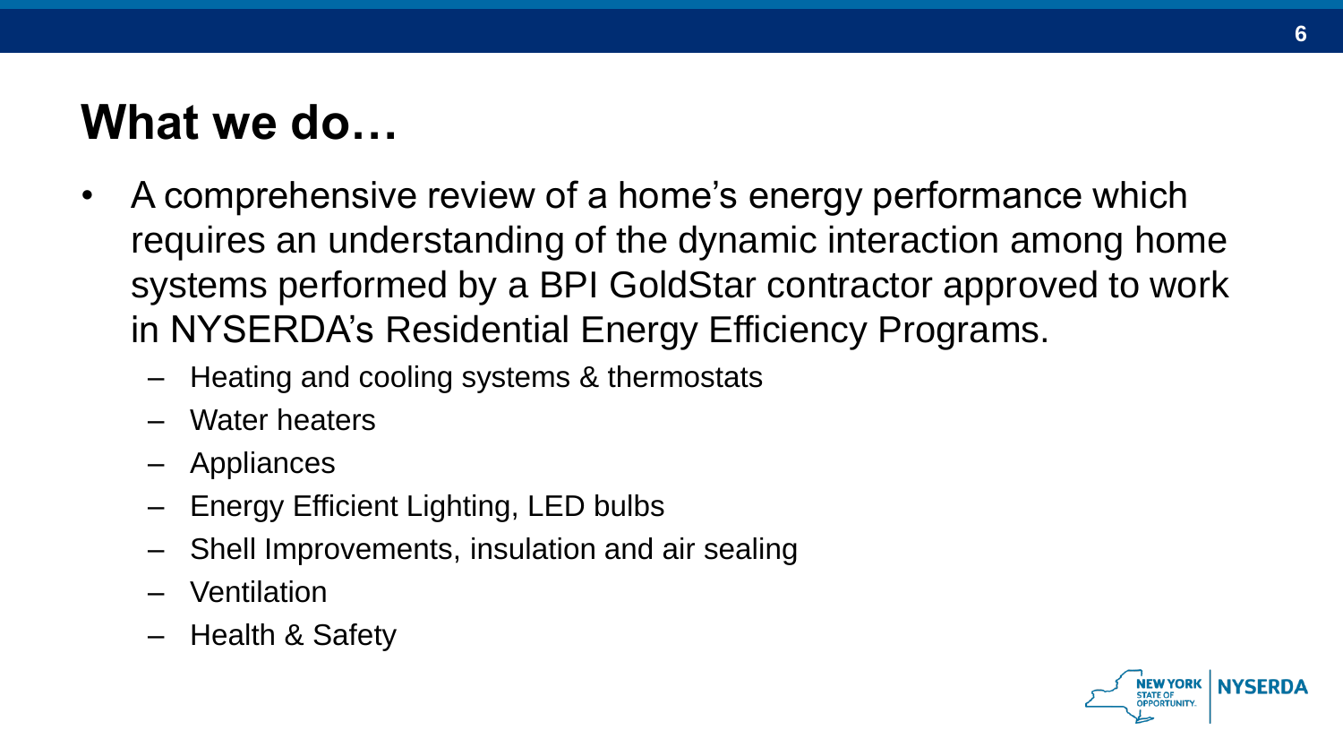# What we do…

- A comprehensive review of a home's energy performance which requires an understanding of the dynamic interaction among home systems performed by a BPI GoldStar contractor approved to work in NYSERDA's Residential Energy Efficiency Programs.
  - Heating and cooling systems & thermostats
  - Water heaters
  - Appliances
  - Energy Efficient Lighting, LED bulbs
  - Shell Improvements, insulation and air sealing
  - Ventilation
  - Health & Safety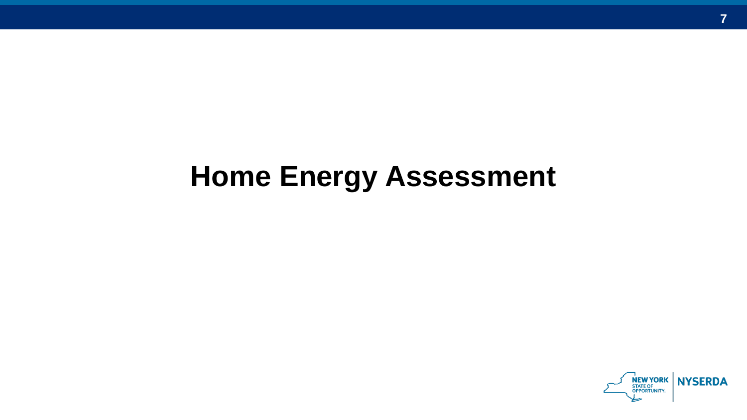# Home Energy Assessment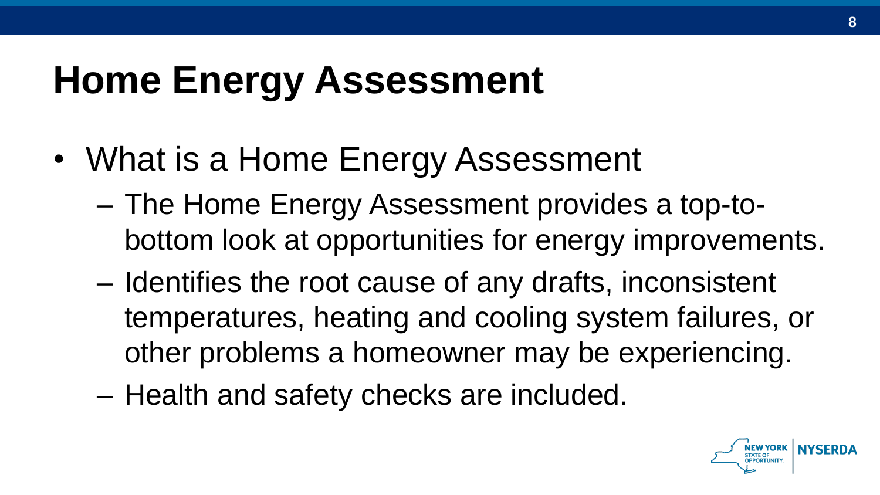# Home Energy Assessment

- What is a Home Energy Assessment
  - The Home Energy Assessment provides a top-to-bottom look at opportunities for energy improvements.
  - Identifies the root cause of any drafts, inconsistent temperatures, heating and cooling system failures, or other problems a homeowner may be experiencing.
  - Health and safety checks are included.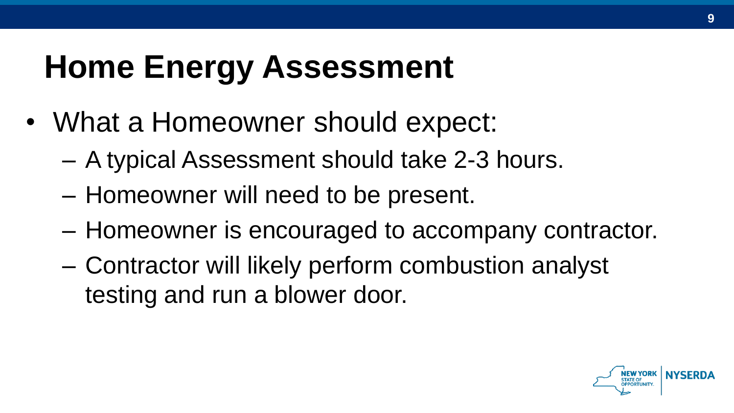# Home Energy Assessment

- What a Homeowner should expect:
  - A typical Assessment should take 2-3 hours.
  - Homeowner will need to be present.
  - Homeowner is encouraged to accompany contractor.
  - Contractor will likely perform combustion analyst testing and run a blower door.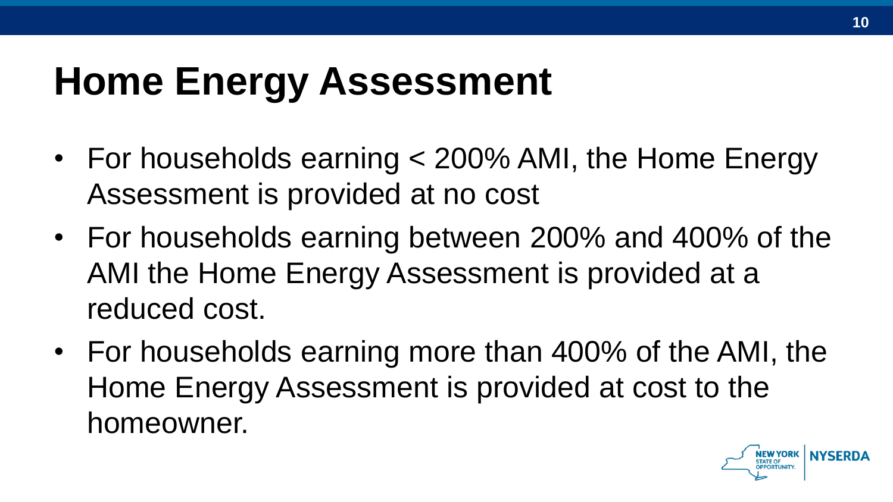# Home Energy Assessment

- For households earning < 200% AMI, the Home Energy Assessment is provided at no cost
- For households earning between 200% and 400% of the AMI the Home Energy Assessment is provided at a reduced cost.
- For households earning more than 400% of the AMI, the Home Energy Assessment is provided at cost to the homeowner.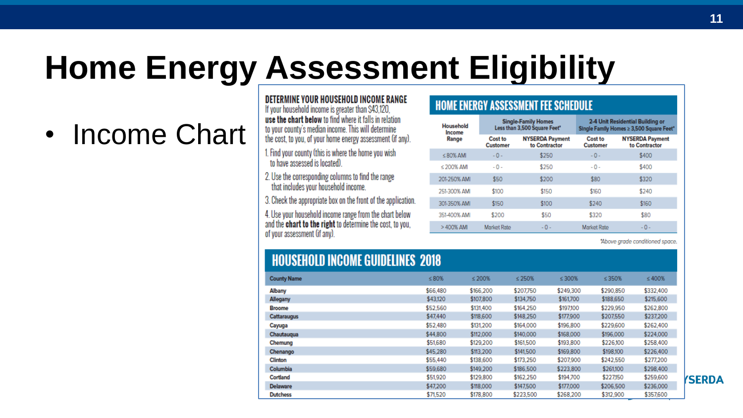# Home Energy Assessment Eligibility

- Income Chart

**DETERMINE YOUR HOUSEHOLD INCOME RANGE**

If your household income is greater than $43,120, **use the chart below** to find where it falls in relation to your county's median income. This will determine the cost, to you, of your home energy assessment (if any).

1. Find your county (this is where the home you wish to have assessed is located).
2. Use the corresponding columns to find the range that includes your household income.
3. Check the appropriate box on the front of the application.
4. Use your household income range from the chart below and the **chart to the right** to determine the cost, to you, of your assessment (if any).

**HOME ENERGY ASSESSMENT FEE SCHEDULE**

| Household Income Range | Single-Family Homes Less than 3,500 Square Feet* | | 2-4 Unit Residential Building or Single Family Homes ≥ 3,500 Square Feet* | |
|---|---|---|---|---|
| | Cost to Customer | NYSERDA Payment to Contractor | Cost to Customer | NYSERDA Payment to Contractor |
| ≤ 80% AMI | - 0 - | $250 | - 0 - | $400 |
| ≤ 200% AMI | - 0 - | $250 | - 0 - | $400 |
| 201-250% AMI | $50 | $200 | $80 | $320 |
| 251-300% AMI | $100 | $150 | $160 | $240 |
| 301-350% AMI | $150 | $100 | $240 | $160 |
| 351-400% AMI | $200 | $50 | $320 | $80 |
| > 400% AMI | Market Rate | - 0 - | Market Rate | - 0 - |

*Above grade conditioned space.

**HOUSEHOLD INCOME GUIDELINES 2018**

| County Name | ≤ 80% | ≤ 200% | ≤ 250% | ≤ 300% | ≤ 350% | ≤ 400% |
|---|---|---|---|---|---|---|
| Albany | $66,480 | $166,200 | $207,750 | $249,300 | $290,850 | $332,400 |
| Allegany | $43,120 | $107,800 | $134,750 | $161,700 | $188,650 | $215,600 |
| Broome | $52,560 | $131,400 | $164,250 | $197,100 | $229,950 | $262,800 |
| Cattaraugus | $47,440 | $118,600 | $148,250 | $177,900 | $207,550 | $237,200 |
| Cayuga | $52,480 | $131,200 | $164,000 | $196,800 | $229,600 | $262,400 |
| Chautauqua | $44,800 | $112,000 | $140,000 | $168,000 | $196,000 | $224,000 |
| Chemung | $51,680 | $129,200 | $161,500 | $193,800 | $226,100 | $258,400 |
| Chenango | $45,280 | $113,200 | $141,500 | $169,800 | $198,100 | $226,400 |
| Clinton | $55,440 | $138,600 | $173,250 | $207,900 | $242,550 | $277,200 |
| Columbia | $59,680 | $149,200 | $186,500 | $223,800 | $261,100 | $298,400 |
| Cortland | $51,920 | $129,800 | $162,250 | $194,700 | $227,150 | $259,600 |
| Delaware | $47,200 | $118,000 | $147,500 | $177,000 | $206,500 | $236,000 |
| Dutchess | $71,520 | $178,800 | $223,500 | $268,200 | $312,900 | $357,600 |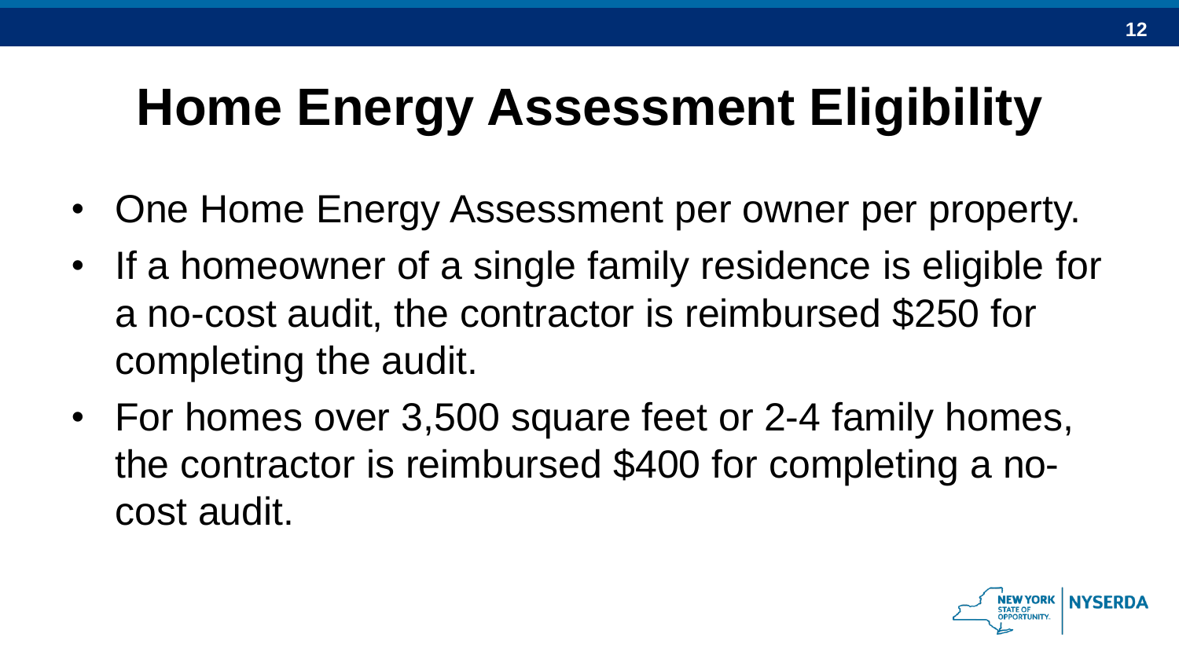# Home Energy Assessment Eligibility

- One Home Energy Assessment per owner per property.
- If a homeowner of a single family residence is eligible for a no-cost audit, the contractor is reimbursed $250 for completing the audit.
- For homes over 3,500 square feet or 2-4 family homes, the contractor is reimbursed $400 for completing a no-cost audit.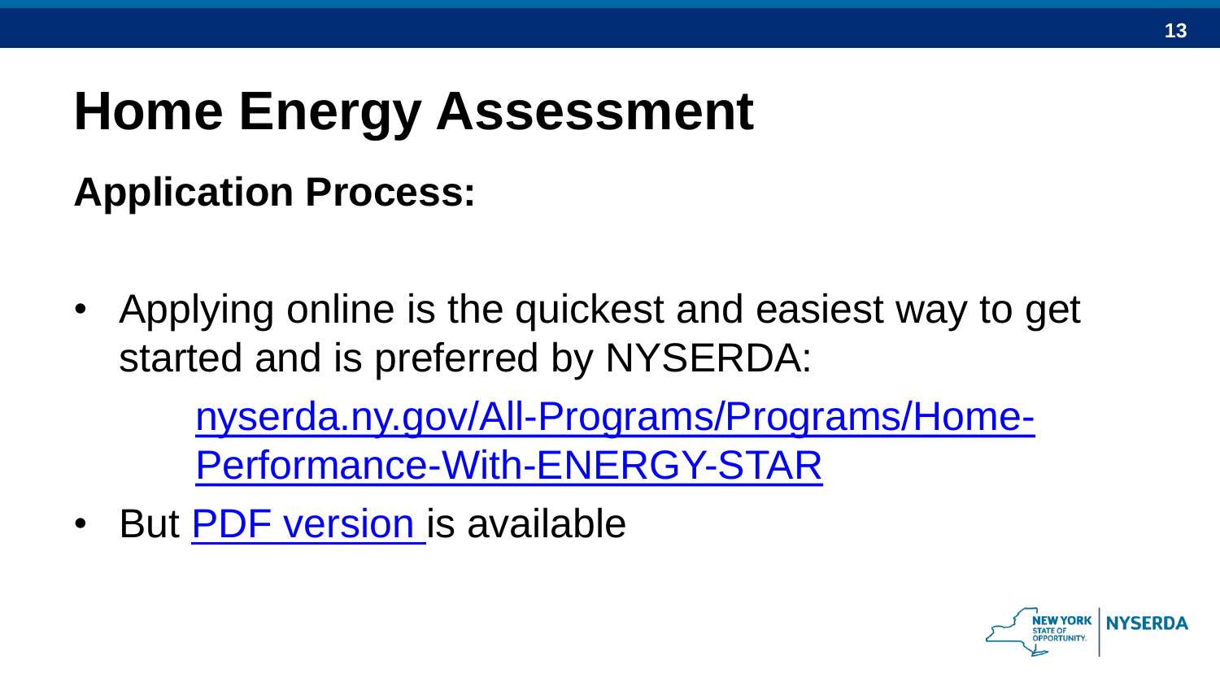# Home Energy Assessment

## Application Process:

- Applying online is the quickest and easiest way to get started and is preferred by NYSERDA:

  nyserda.ny.gov/All-Programs/Programs/Home-Performance-With-ENERGY-STAR

- But PDF version is available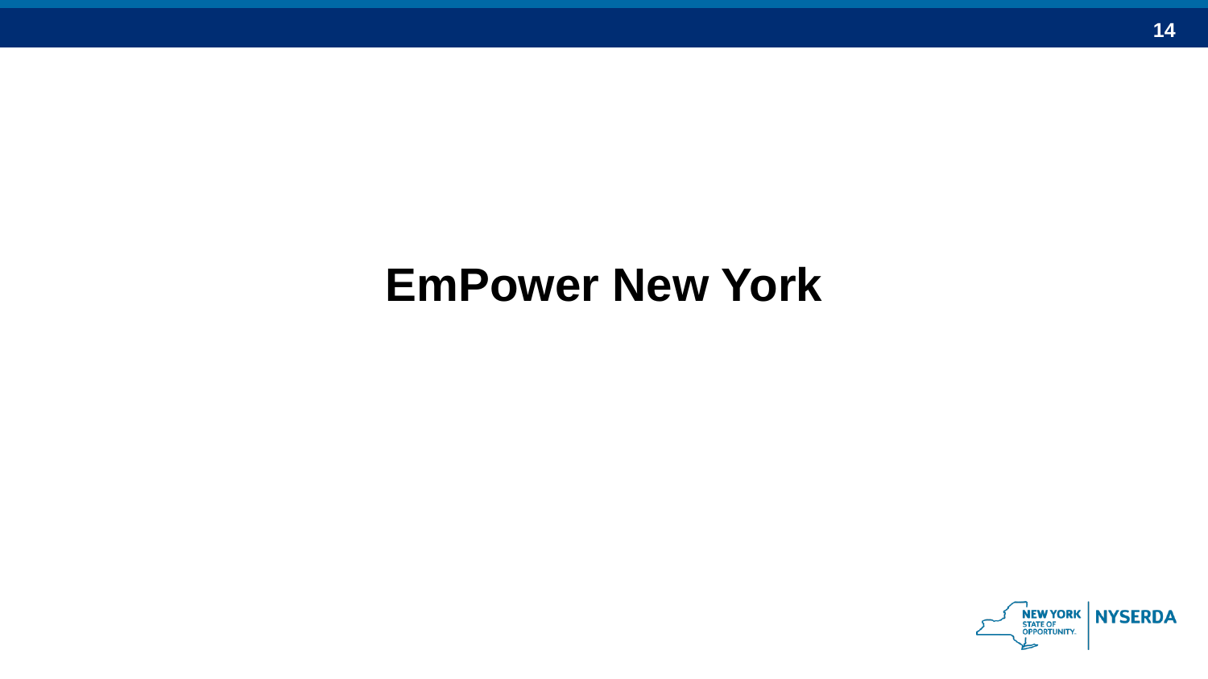# EmPower New York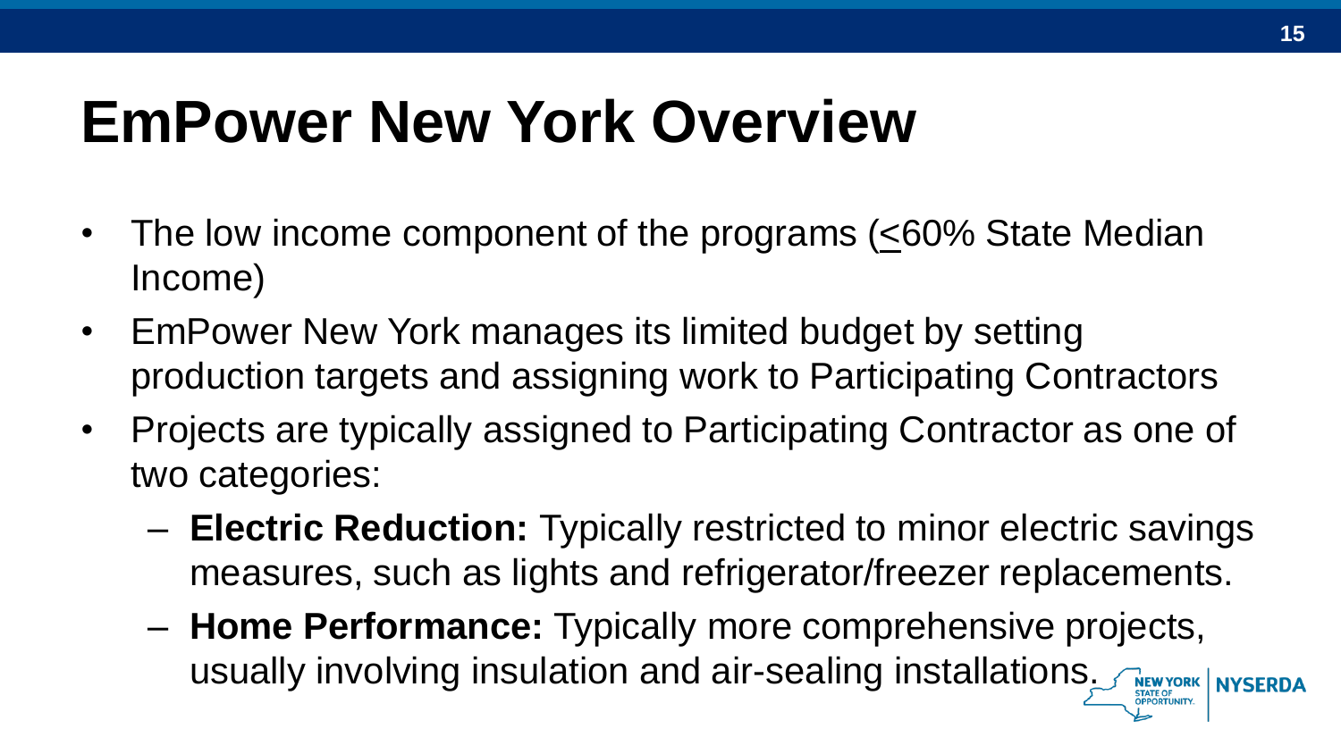# EmPower New York Overview

- The low income component of the programs (≤60% State Median Income)
- EmPower New York manages its limited budget by setting production targets and assigning work to Participating Contractors
- Projects are typically assigned to Participating Contractor as one of two categories:
  - **Electric Reduction:** Typically restricted to minor electric savings measures, such as lights and refrigerator/freezer replacements.
  - **Home Performance:** Typically more comprehensive projects, usually involving insulation and air-sealing installations.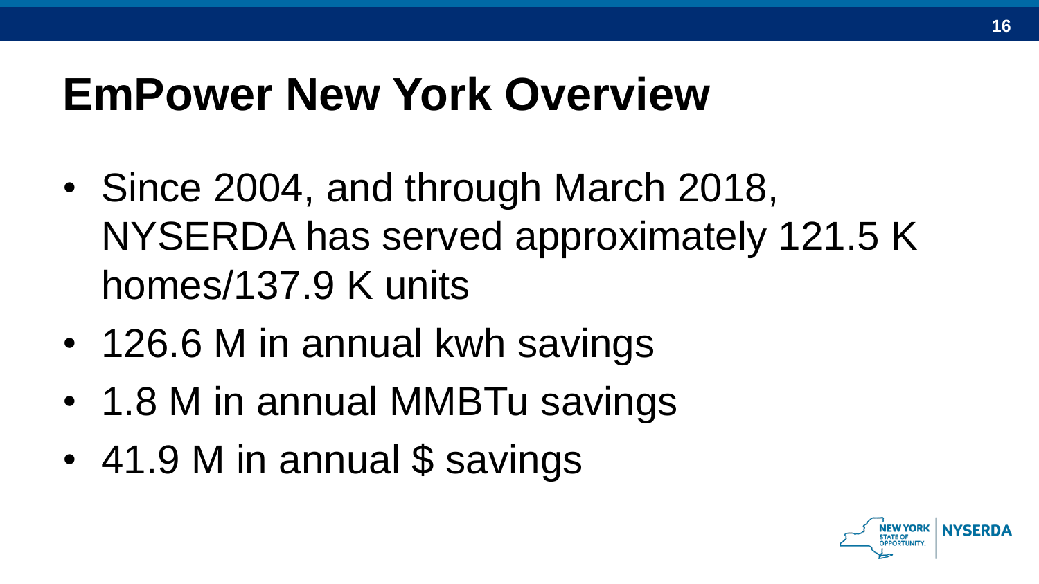# EmPower New York Overview

- Since 2004, and through March 2018, NYSERDA has served approximately 121.5 K homes/137.9 K units
- 126.6 M in annual kwh savings
- 1.8 M in annual MMBTu savings
- 41.9 M in annual $ savings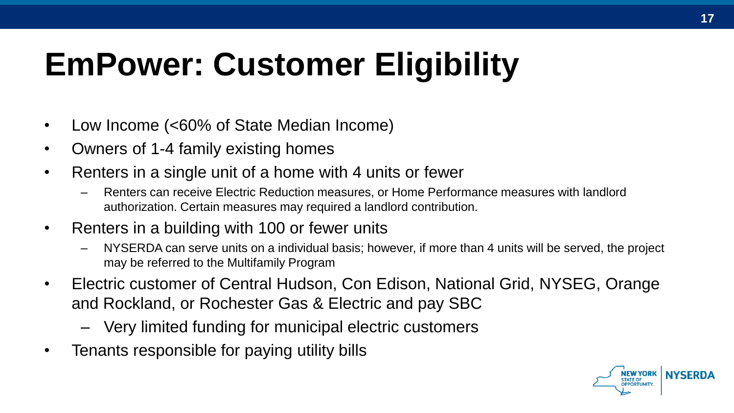# EmPower: Customer Eligibility

- Low Income (<60% of State Median Income)
- Owners of 1-4 family existing homes
- Renters in a single unit of a home with 4 units or fewer
  - Renters can receive Electric Reduction measures, or Home Performance measures with landlord authorization. Certain measures may required a landlord contribution.
- Renters in a building with 100 or fewer units
  - NYSERDA can serve units on a individual basis; however, if more than 4 units will be served, the project may be referred to the Multifamily Program
- Electric customer of Central Hudson, Con Edison, National Grid, NYSEG, Orange and Rockland, or Rochester Gas & Electric and pay SBC
  - Very limited funding for municipal electric customers
- Tenants responsible for paying utility bills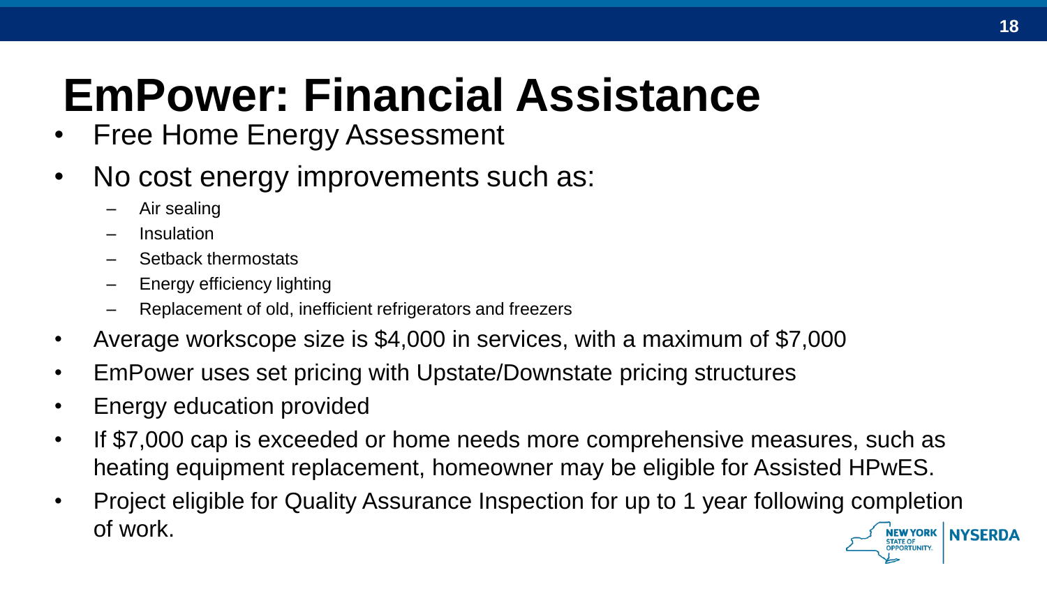# EmPower: Financial Assistance

- Free Home Energy Assessment
- No cost energy improvements such as:
  - Air sealing
  - Insulation
  - Setback thermostats
  - Energy efficiency lighting
  - Replacement of old, inefficient refrigerators and freezers
- Average workscope size is $4,000 in services, with a maximum of $7,000
- EmPower uses set pricing with Upstate/Downstate pricing structures
- Energy education provided
- If $7,000 cap is exceeded or home needs more comprehensive measures, such as heating equipment replacement, homeowner may be eligible for Assisted HPwES.
- Project eligible for Quality Assurance Inspection for up to 1 year following completion of work.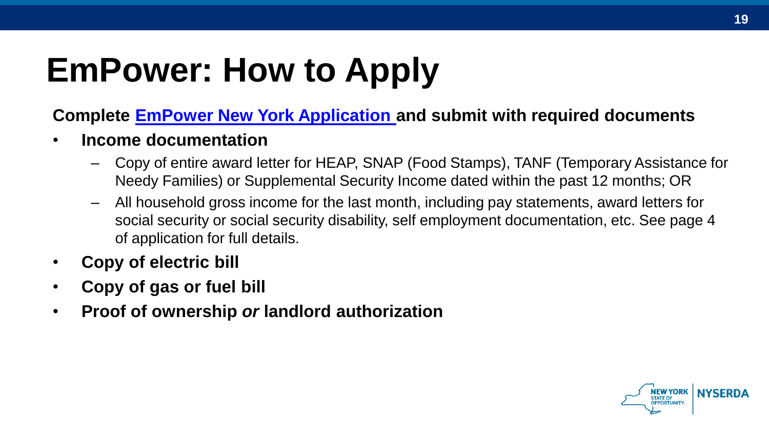# EmPower: How to Apply

**Complete EmPower New York Application and submit with required documents**

- **Income documentation**
  - Copy of entire award letter for HEAP, SNAP (Food Stamps), TANF (Temporary Assistance for Needy Families) or Supplemental Security Income dated within the past 12 months; OR
  - All household gross income for the last month, including pay statements, award letters for social security or social security disability, self employment documentation, etc. See page 4 of application for full details.
- **Copy of electric bill**
- **Copy of gas or fuel bill**
- **Proof of ownership *or* landlord authorization**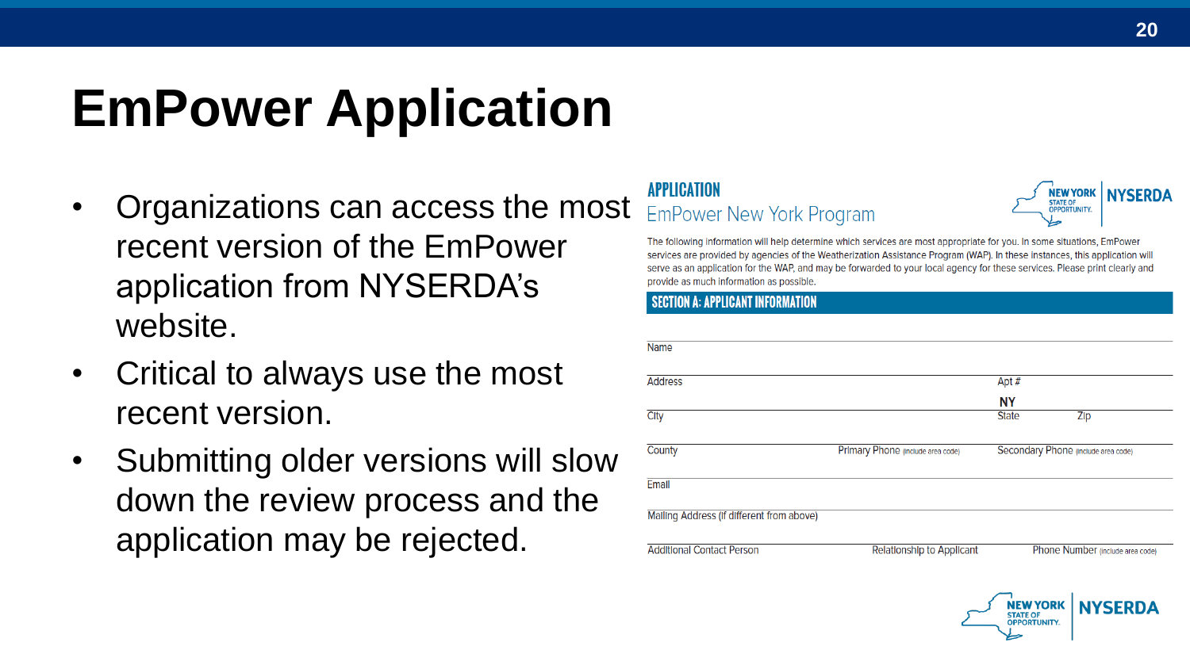# EmPower Application

- Organizations can access the most recent version of the EmPower application from NYSERDA's website.
- Critical to always use the most recent version.
- Submitting older versions will slow down the review process and the application may be rejected.

**APPLICATION**

EmPower New York Program

The following information will help determine which services are most appropriate for you. In some situations, EmPower services are provided by agencies of the Weatherization Assistance Program (WAP). In these instances, this application will serve as an application for the WAP, and may be forwarded to your local agency for these services. Please print clearly and provide as much information as possible.

**SECTION A: APPLICANT INFORMATION**

Name

Address | Apt #

City | State: **NY** | Zip

County | Primary Phone (include area code) | Secondary Phone (include area code)

Email

Mailing Address (if different from above)

Additional Contact Person | Relationship to Applicant | Phone Number (include area code)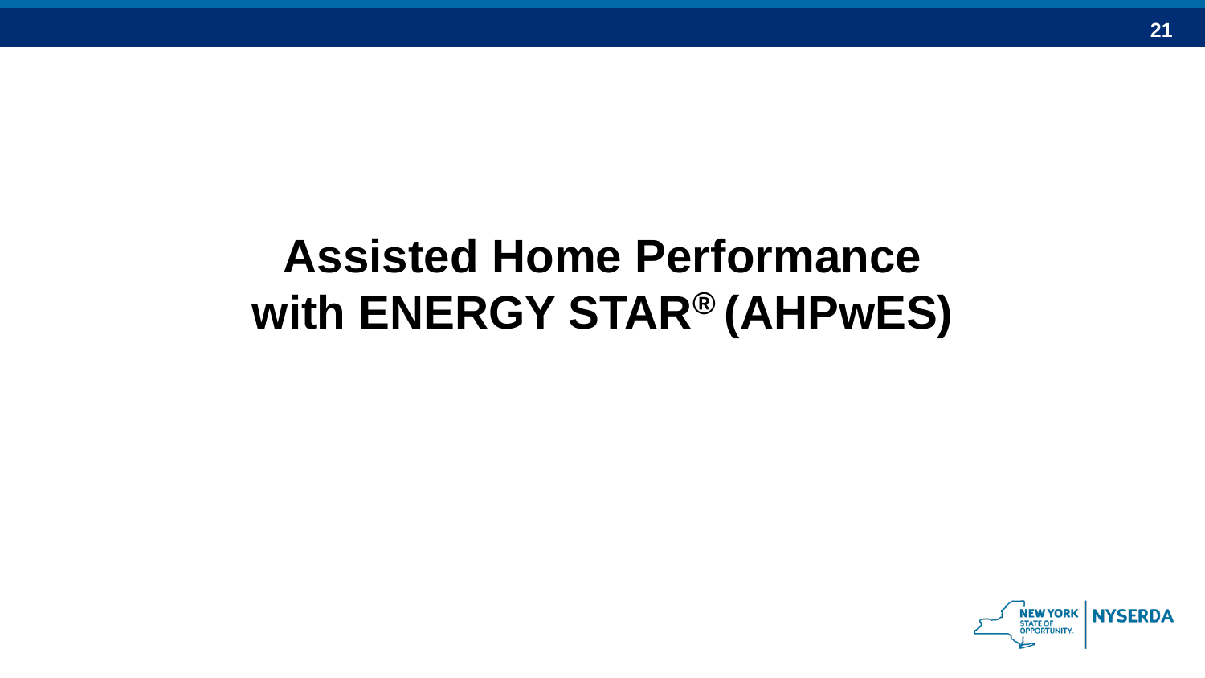# Assisted Home Performance with ENERGY STAR® (AHPwES)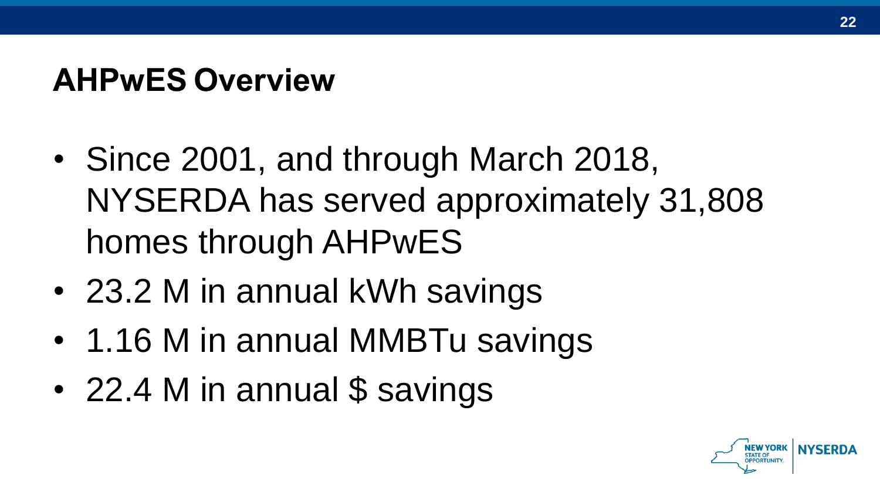## AHPwES Overview

- Since 2001, and through March 2018, NYSERDA has served approximately 31,808 homes through AHPwES
- 23.2 M in annual kWh savings
- 1.16 M in annual MMBTu savings
- 22.4 M in annual $ savings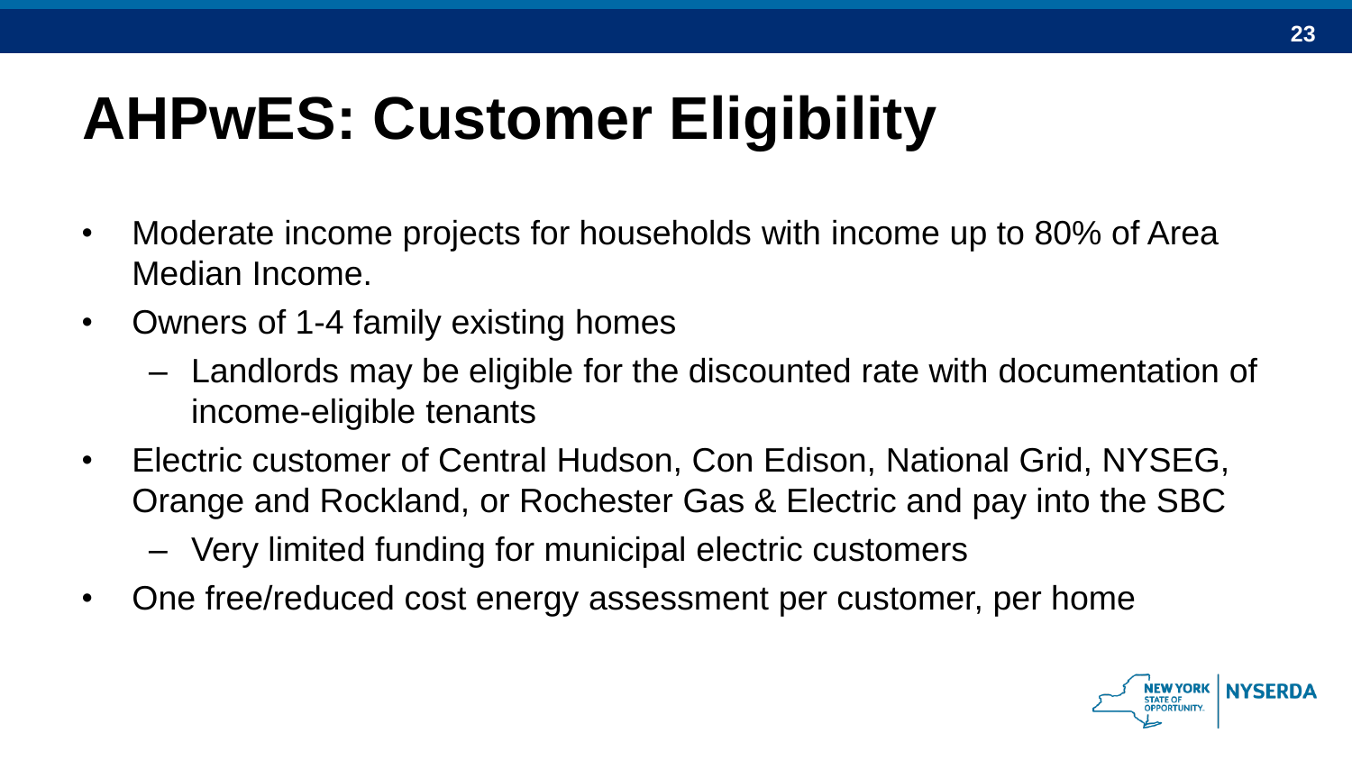# AHPwES: Customer Eligibility

- Moderate income projects for households with income up to 80% of Area Median Income.
- Owners of 1-4 family existing homes
  - Landlords may be eligible for the discounted rate with documentation of income-eligible tenants
- Electric customer of Central Hudson, Con Edison, National Grid, NYSEG, Orange and Rockland, or Rochester Gas & Electric and pay into the SBC
  - Very limited funding for municipal electric customers
- One free/reduced cost energy assessment per customer, per home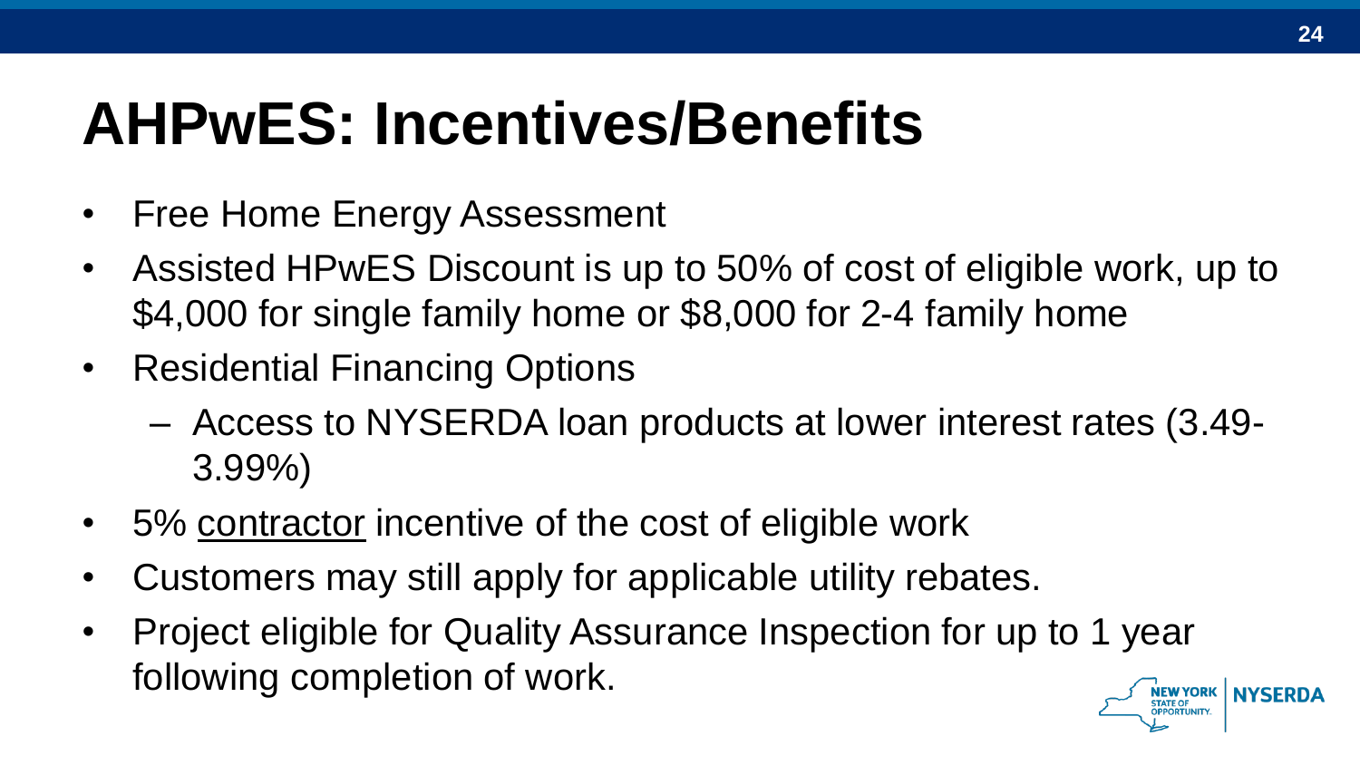# AHPwES: Incentives/Benefits

- Free Home Energy Assessment
- Assisted HPwES Discount is up to 50% of cost of eligible work, up to $4,000 for single family home or $8,000 for 2-4 family home
- Residential Financing Options
  - Access to NYSERDA loan products at lower interest rates (3.49-3.99%)
- 5% <u>contractor</u> incentive of the cost of eligible work
- Customers may still apply for applicable utility rebates.
- Project eligible for Quality Assurance Inspection for up to 1 year following completion of work.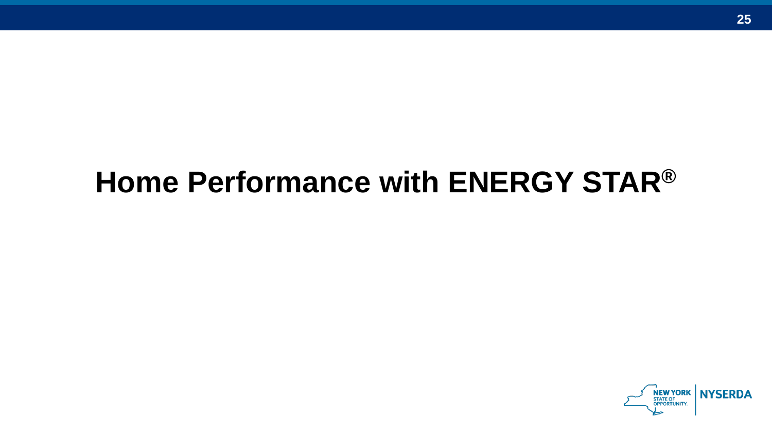# Home Performance with ENERGY STAR®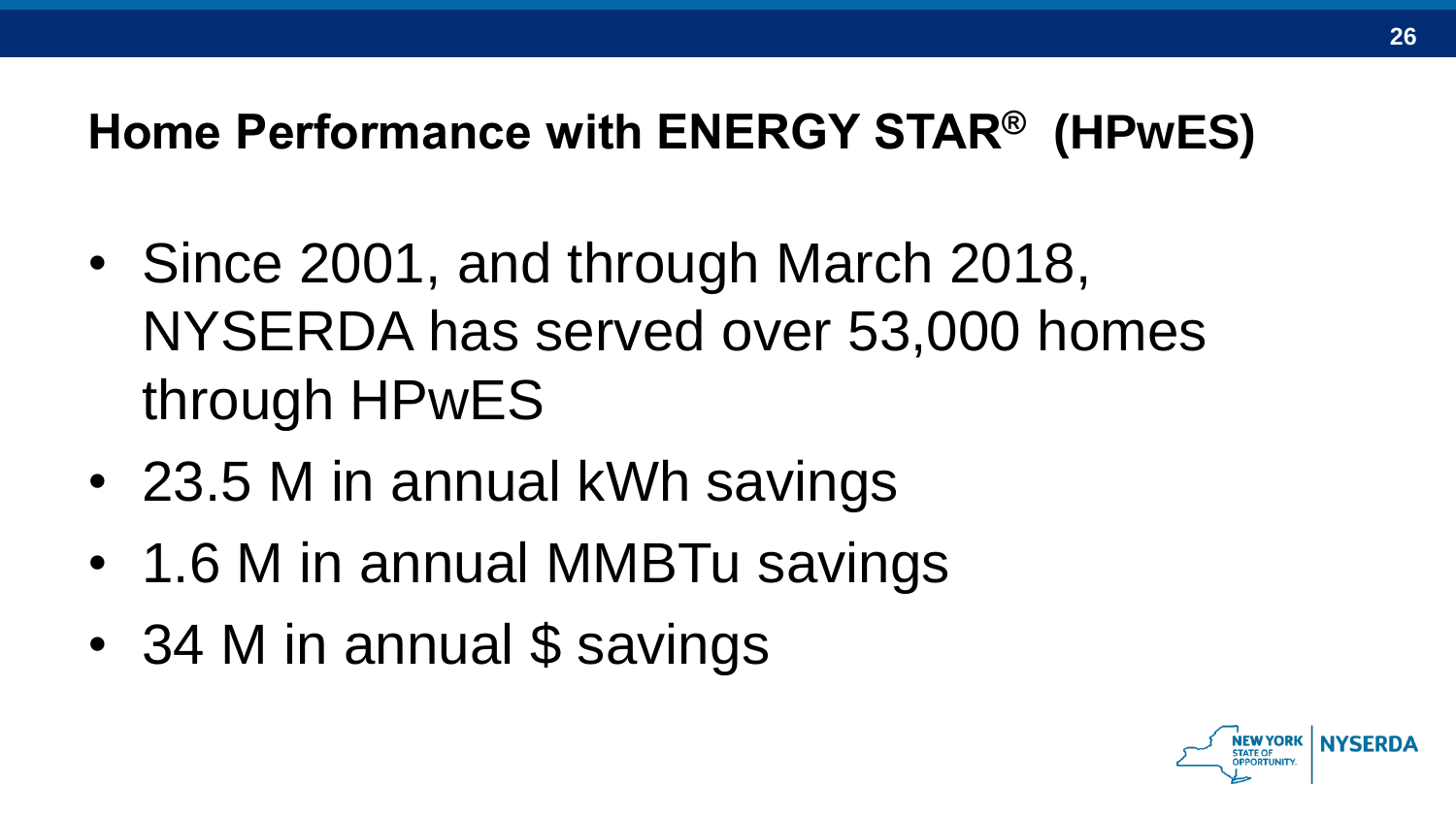## Home Performance with ENERGY STAR® (HPwES)

- Since 2001, and through March 2018, NYSERDA has served over 53,000 homes through HPwES
- 23.5 M in annual kWh savings
- 1.6 M in annual MMBTu savings
- 34 M in annual $ savings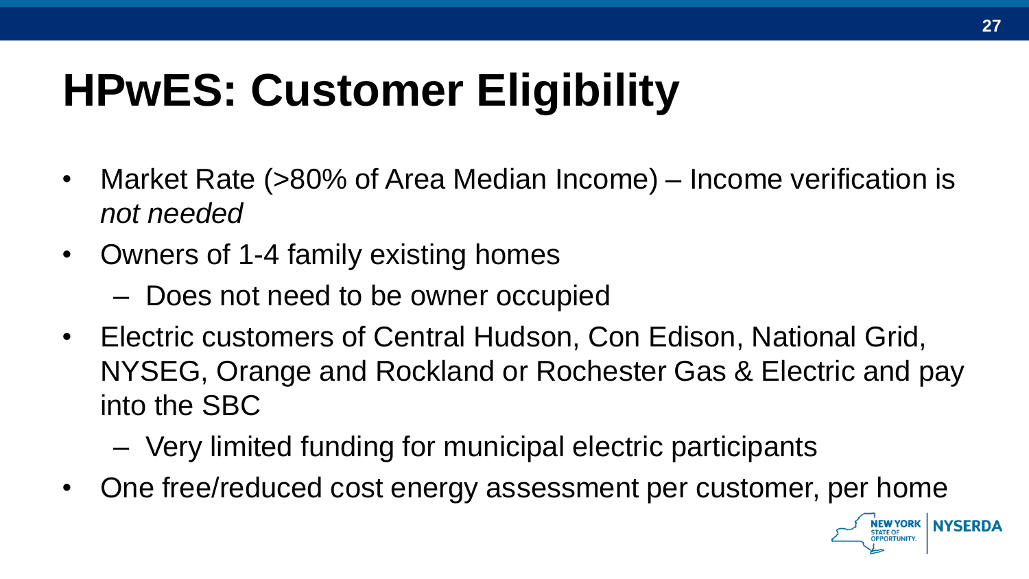# HPwES: Customer Eligibility

- Market Rate (>80% of Area Median Income) – Income verification is *not needed*
- Owners of 1-4 family existing homes
  - Does not need to be owner occupied
- Electric customers of Central Hudson, Con Edison, National Grid, NYSEG, Orange and Rockland or Rochester Gas & Electric and pay into the SBC
  - Very limited funding for municipal electric participants
- One free/reduced cost energy assessment per customer, per home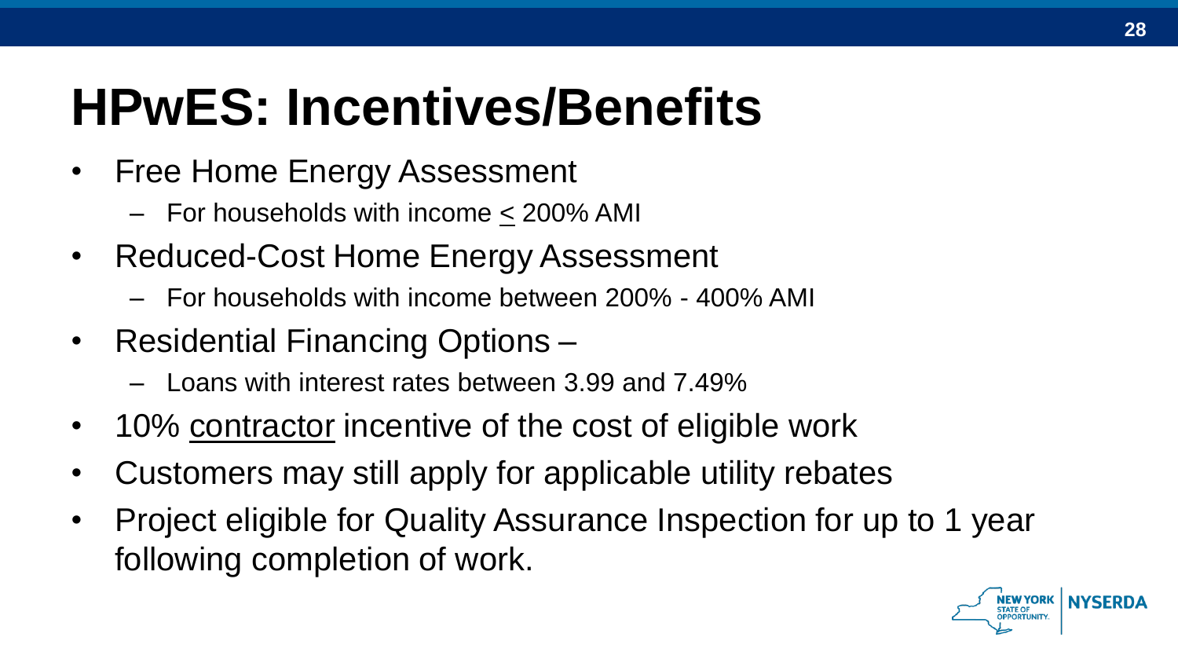# HPwES: Incentives/Benefits

- Free Home Energy Assessment
  - For households with income $\leq$ 200% AMI
- Reduced-Cost Home Energy Assessment
  - For households with income between 200% - 400% AMI
- Residential Financing Options –
  - Loans with interest rates between 3.99 and 7.49%
- 10% <u>contractor</u> incentive of the cost of eligible work
- Customers may still apply for applicable utility rebates
- Project eligible for Quality Assurance Inspection for up to 1 year following completion of work.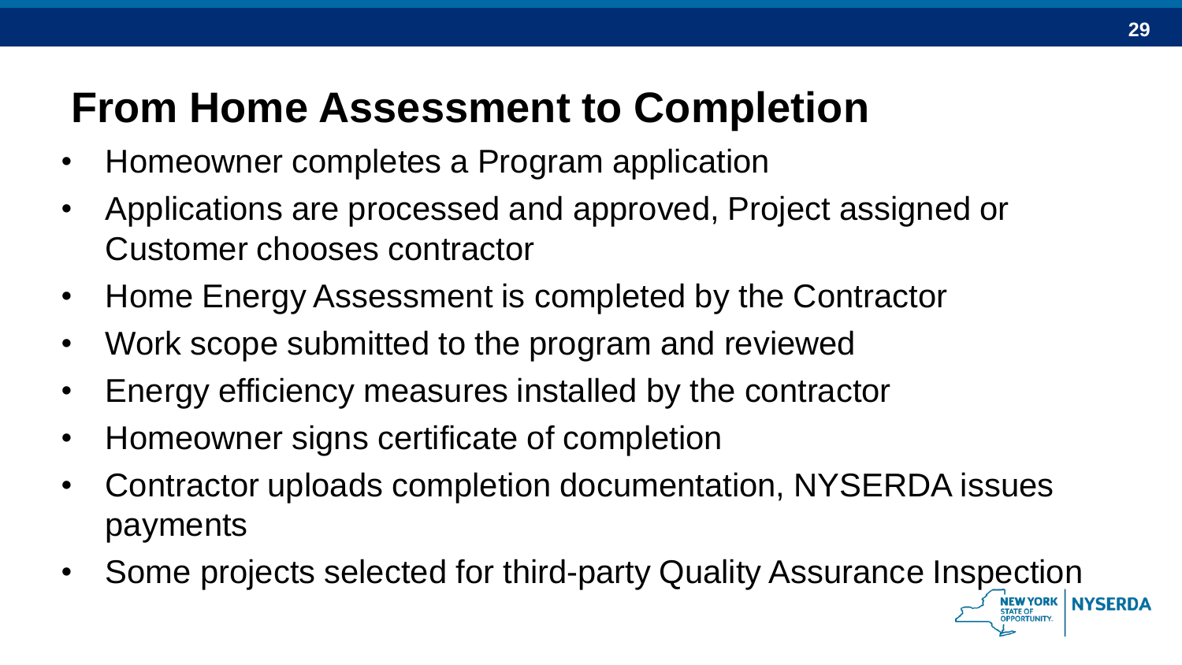# From Home Assessment to Completion

- Homeowner completes a Program application
- Applications are processed and approved, Project assigned or Customer chooses contractor
- Home Energy Assessment is completed by the Contractor
- Work scope submitted to the program and reviewed
- Energy efficiency measures installed by the contractor
- Homeowner signs certificate of completion
- Contractor uploads completion documentation, NYSERDA issues payments
- Some projects selected for third-party Quality Assurance Inspection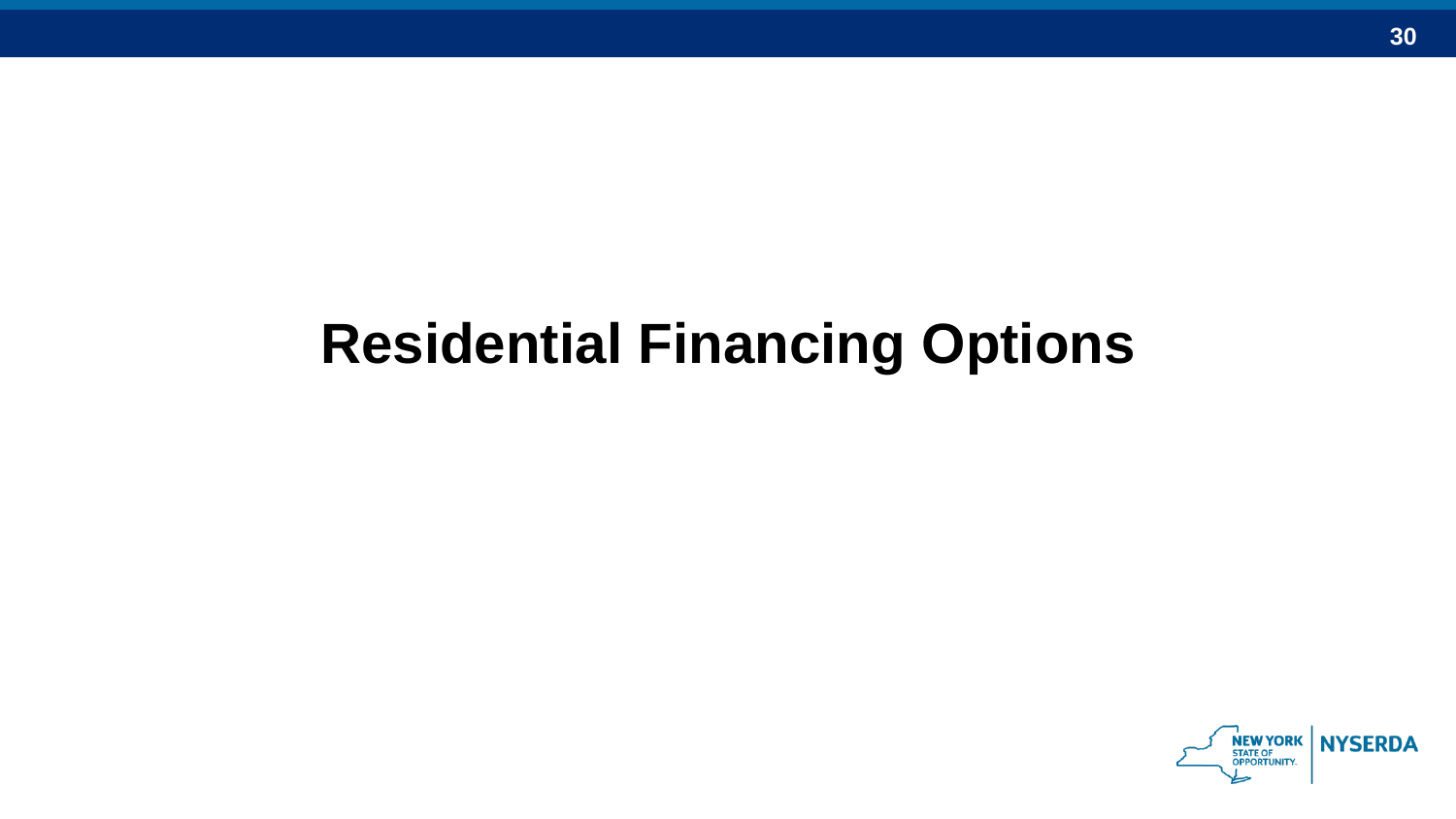# Residential Financing Options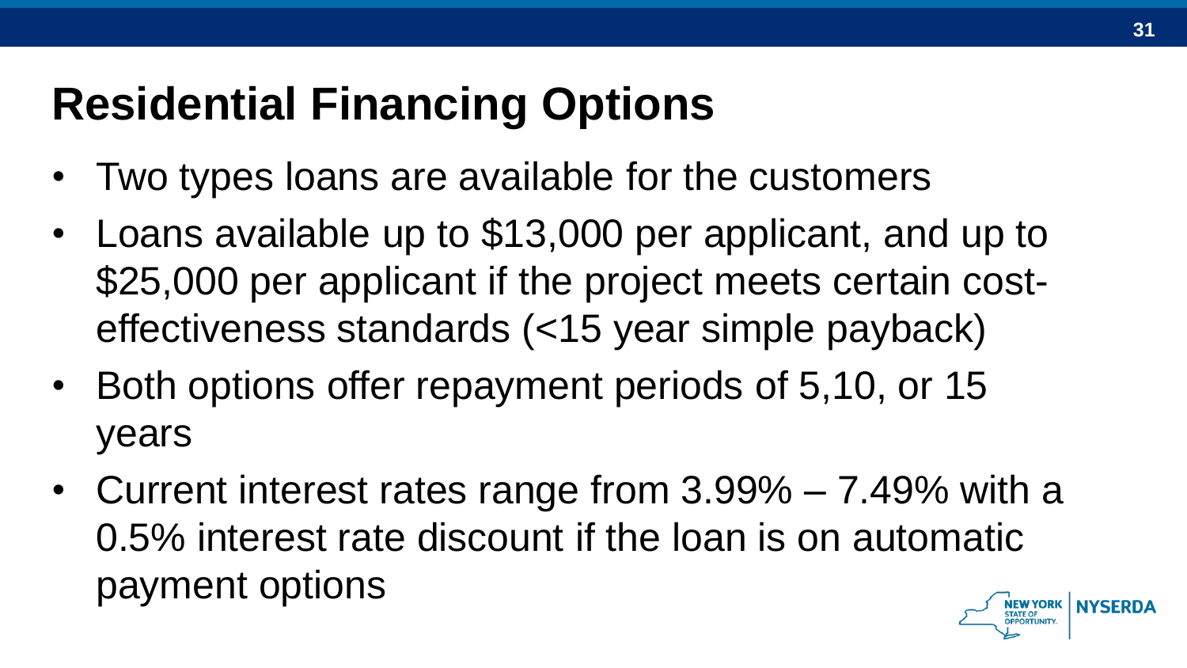# Residential Financing Options

- Two types loans are available for the customers
- Loans available up to $13,000 per applicant, and up to $25,000 per applicant if the project meets certain cost-effectiveness standards (<15 year simple payback)
- Both options offer repayment periods of 5,10, or 15 years
- Current interest rates range from 3.99% – 7.49% with a 0.5% interest rate discount if the loan is on automatic payment options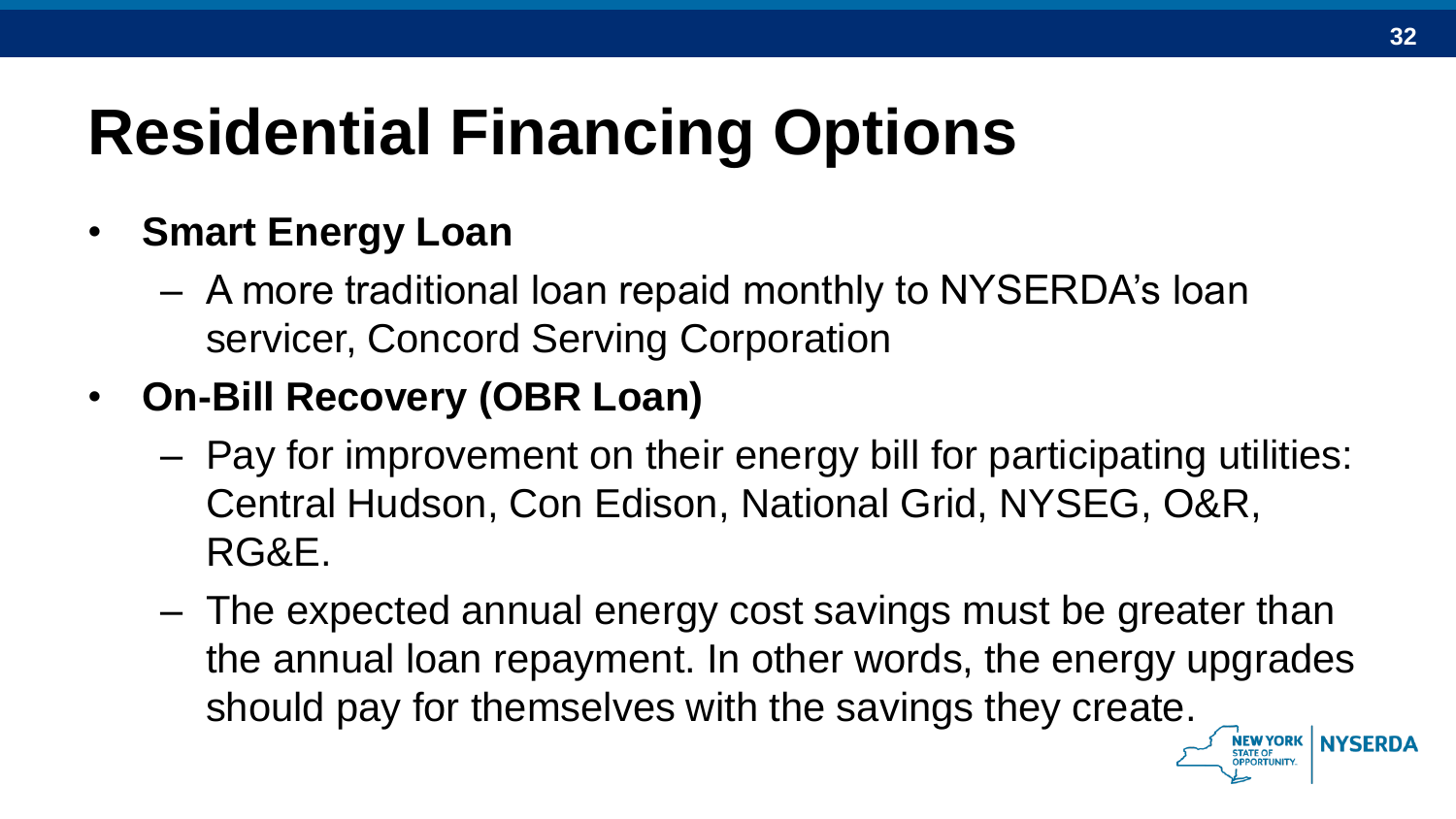# Residential Financing Options

- **Smart Energy Loan**
  - A more traditional loan repaid monthly to NYSERDA's loan servicer, Concord Serving Corporation
- **On-Bill Recovery (OBR Loan)**
  - Pay for improvement on their energy bill for participating utilities: Central Hudson, Con Edison, National Grid, NYSEG, O&R, RG&E.
  - The expected annual energy cost savings must be greater than the annual loan repayment. In other words, the energy upgrades should pay for themselves with the savings they create.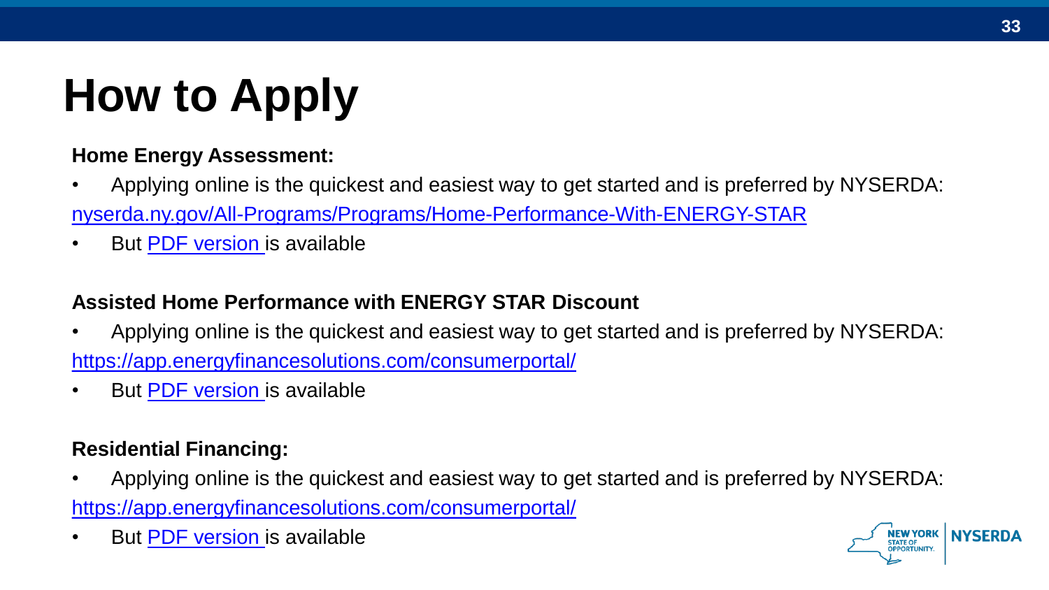# How to Apply

**Home Energy Assessment:**

- Applying online is the quickest and easiest way to get started and is preferred by NYSERDA: nyserda.ny.gov/All-Programs/Programs/Home-Performance-With-ENERGY-STAR
- But PDF version is available

**Assisted Home Performance with ENERGY STAR Discount**

- Applying online is the quickest and easiest way to get started and is preferred by NYSERDA: https://app.energyfinancesolutions.com/consumerportal/
- But PDF version is available

**Residential Financing:**

- Applying online is the quickest and easiest way to get started and is preferred by NYSERDA: https://app.energyfinancesolutions.com/consumerportal/
- But PDF version is available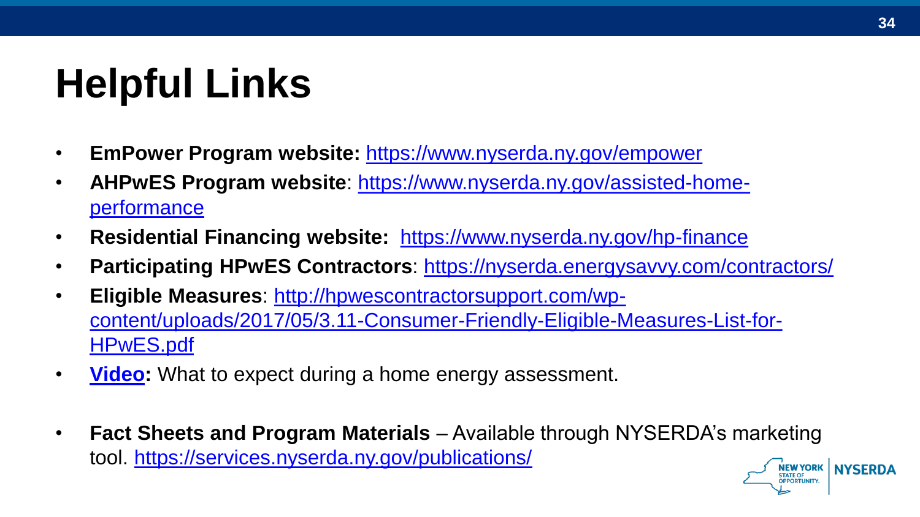# Helpful Links

- **EmPower Program website:** https://www.nyserda.ny.gov/empower
- **AHPwES Program website**: https://www.nyserda.ny.gov/assisted-home-performance
- **Residential Financing website:** https://www.nyserda.ny.gov/hp-finance
- **Participating HPwES Contractors**: https://nyserda.energysavvy.com/contractors/
- **Eligible Measures**: http://hpwescontractorsupport.com/wp-content/uploads/2017/05/3.11-Consumer-Friendly-Eligible-Measures-List-for-HPwES.pdf
- **Video:** What to expect during a home energy assessment.
- **Fact Sheets and Program Materials** – Available through NYSERDA's marketing tool. https://services.nyserda.ny.gov/publications/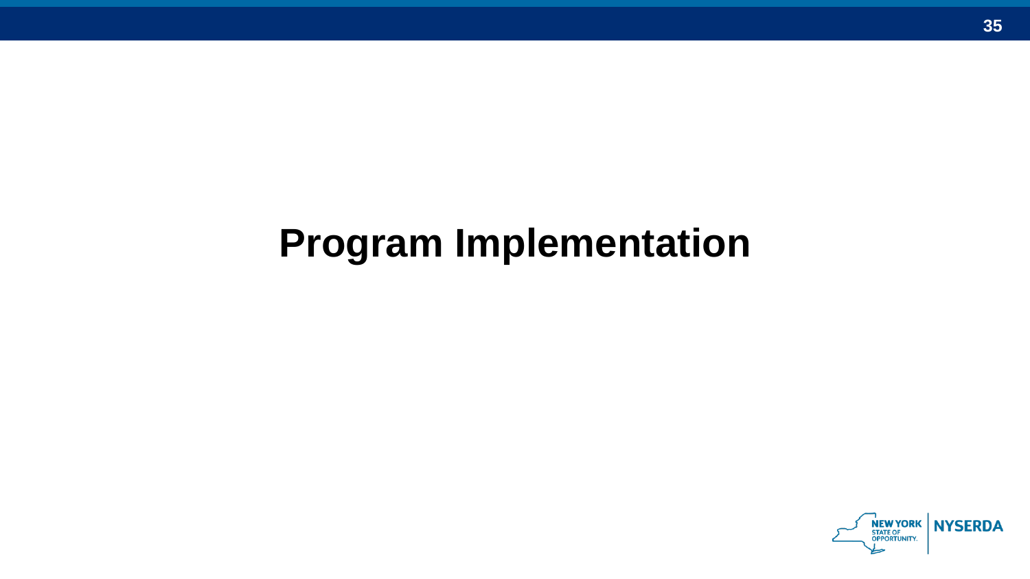# Program Implementation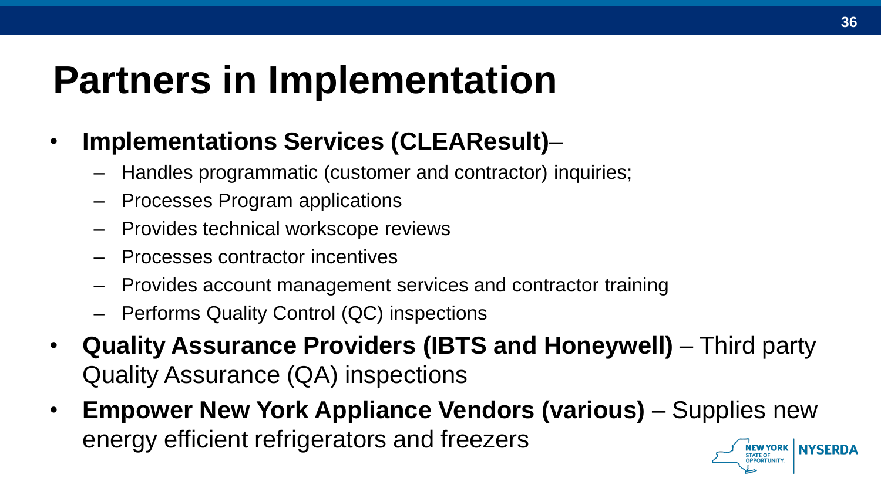# Partners in Implementation

- **Implementations Services (CLEAResult)**–
  - Handles programmatic (customer and contractor) inquiries;
  - Processes Program applications
  - Provides technical workscope reviews
  - Processes contractor incentives
  - Provides account management services and contractor training
  - Performs Quality Control (QC) inspections
- **Quality Assurance Providers (IBTS and Honeywell)** – Third party Quality Assurance (QA) inspections
- **Empower New York Appliance Vendors (various)** – Supplies new energy efficient refrigerators and freezers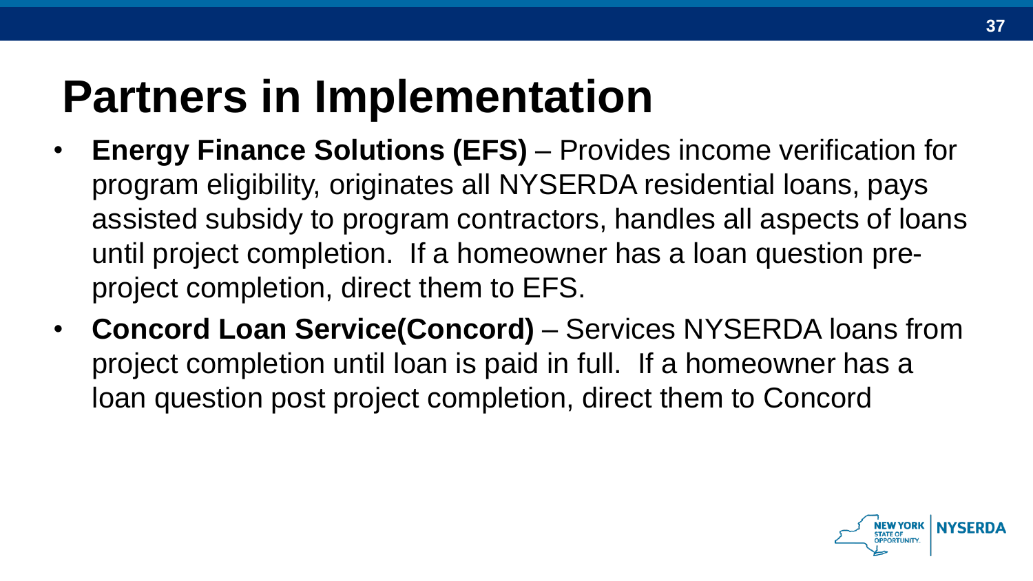# Partners in Implementation

- **Energy Finance Solutions (EFS)** – Provides income verification for program eligibility, originates all NYSERDA residential loans, pays assisted subsidy to program contractors, handles all aspects of loans until project completion. If a homeowner has a loan question pre-project completion, direct them to EFS.
- **Concord Loan Service(Concord)** – Services NYSERDA loans from project completion until loan is paid in full. If a homeowner has a loan question post project completion, direct them to Concord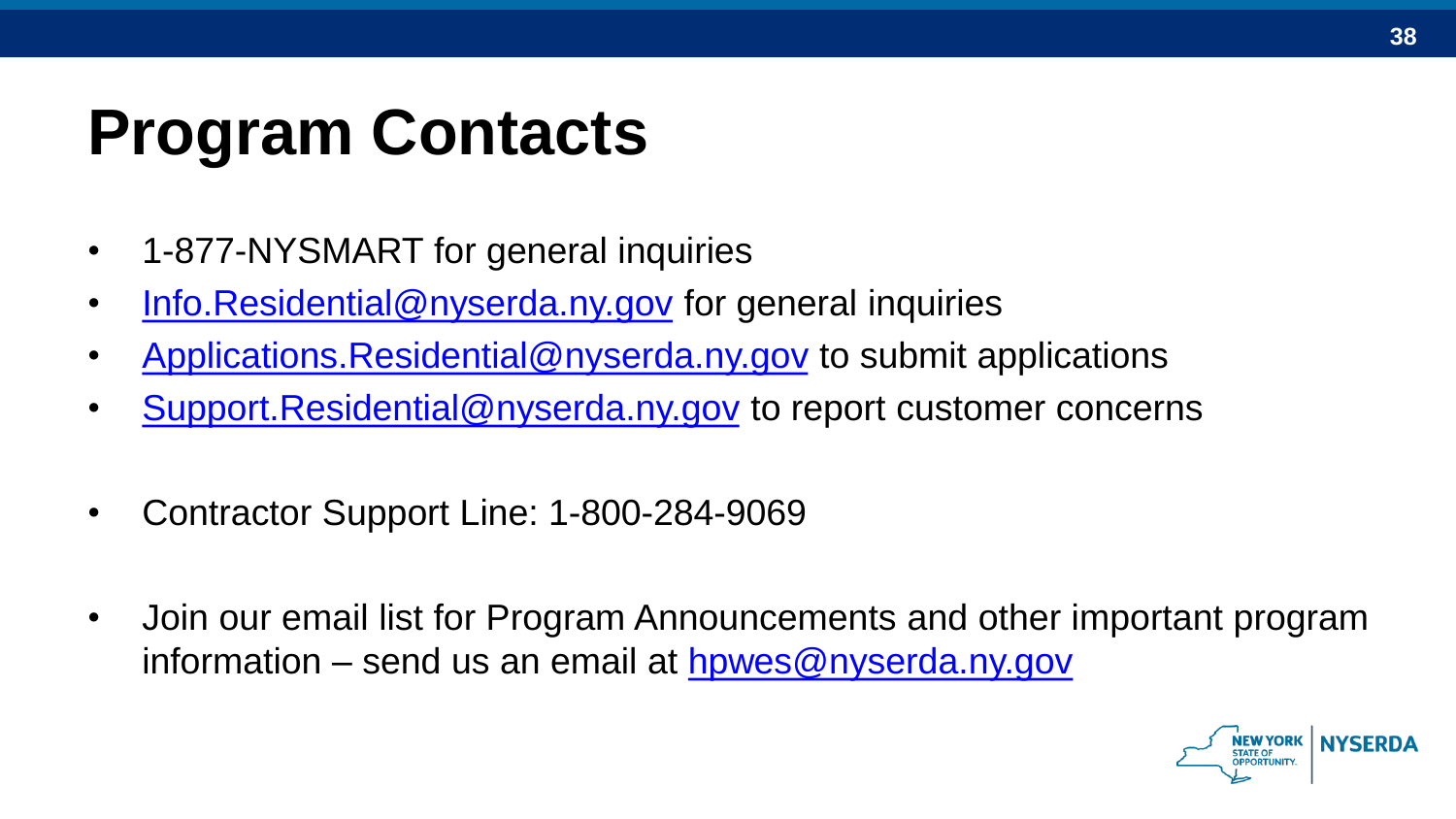# Program Contacts

- 1-877-NYSMART for general inquiries
- Info.Residential@nyserda.ny.gov for general inquiries
- Applications.Residential@nyserda.ny.gov to submit applications
- Support.Residential@nyserda.ny.gov to report customer concerns

- Contractor Support Line: 1-800-284-9069

- Join our email list for Program Announcements and other important program information – send us an email at hpwes@nyserda.ny.gov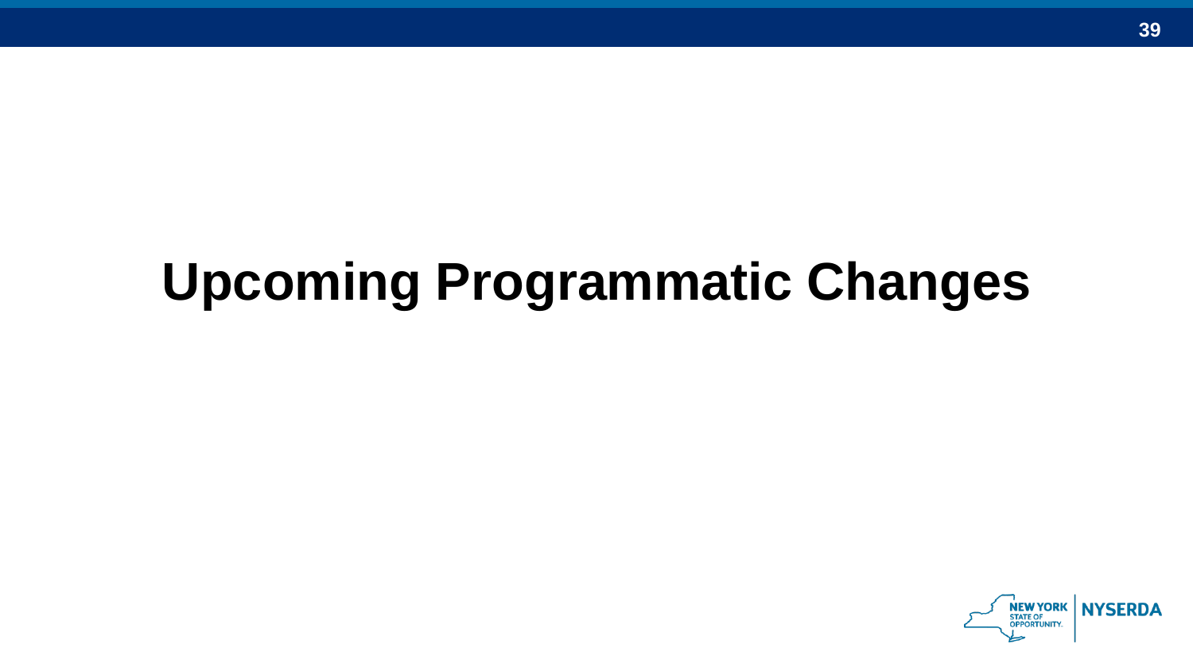# Upcoming Programmatic Changes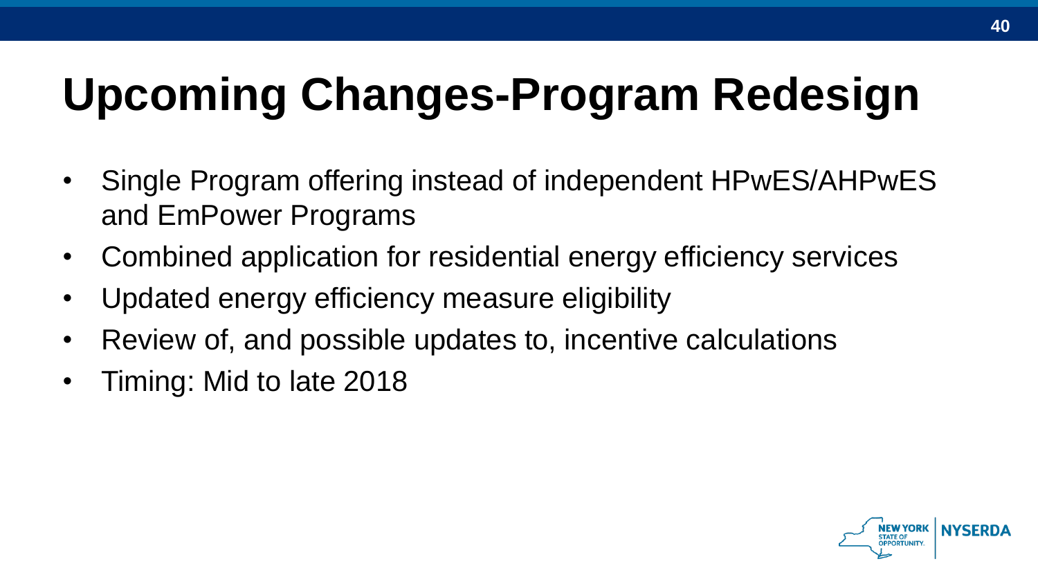# Upcoming Changes-Program Redesign

- Single Program offering instead of independent HPwES/AHPwES and EmPower Programs
- Combined application for residential energy efficiency services
- Updated energy efficiency measure eligibility
- Review of, and possible updates to, incentive calculations
- Timing: Mid to late 2018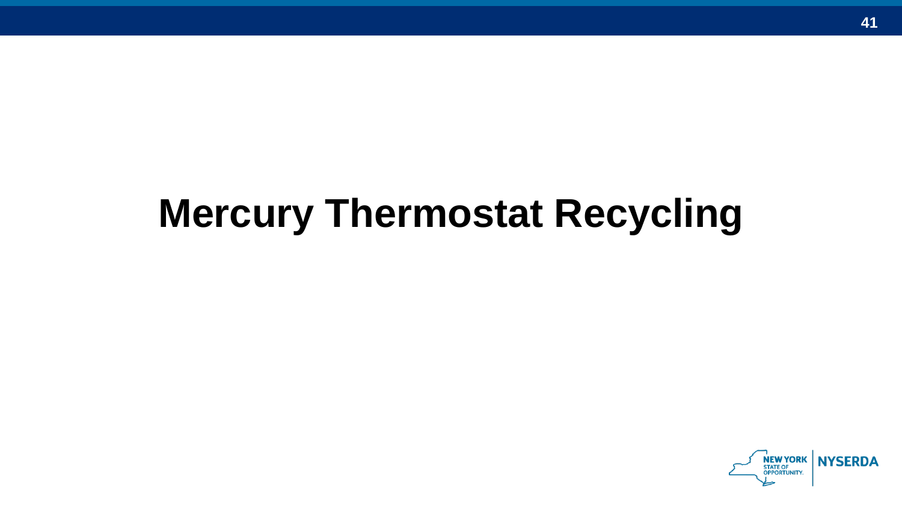# Mercury Thermostat Recycling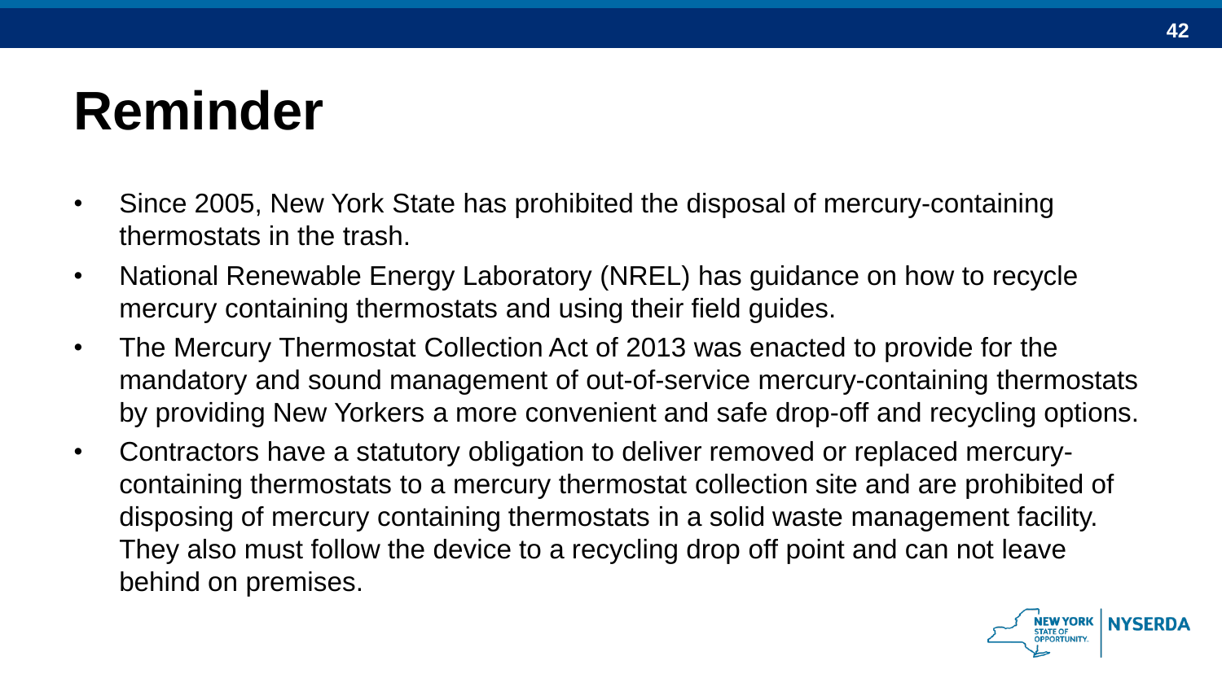# Reminder

- Since 2005, New York State has prohibited the disposal of mercury-containing thermostats in the trash.
- National Renewable Energy Laboratory (NREL) has guidance on how to recycle mercury containing thermostats and using their field guides.
- The Mercury Thermostat Collection Act of 2013 was enacted to provide for the mandatory and sound management of out-of-service mercury-containing thermostats by providing New Yorkers a more convenient and safe drop-off and recycling options.
- Contractors have a statutory obligation to deliver removed or replaced mercury-containing thermostats to a mercury thermostat collection site and are prohibited of disposing of mercury containing thermostats in a solid waste management facility. They also must follow the device to a recycling drop off point and can not leave behind on premises.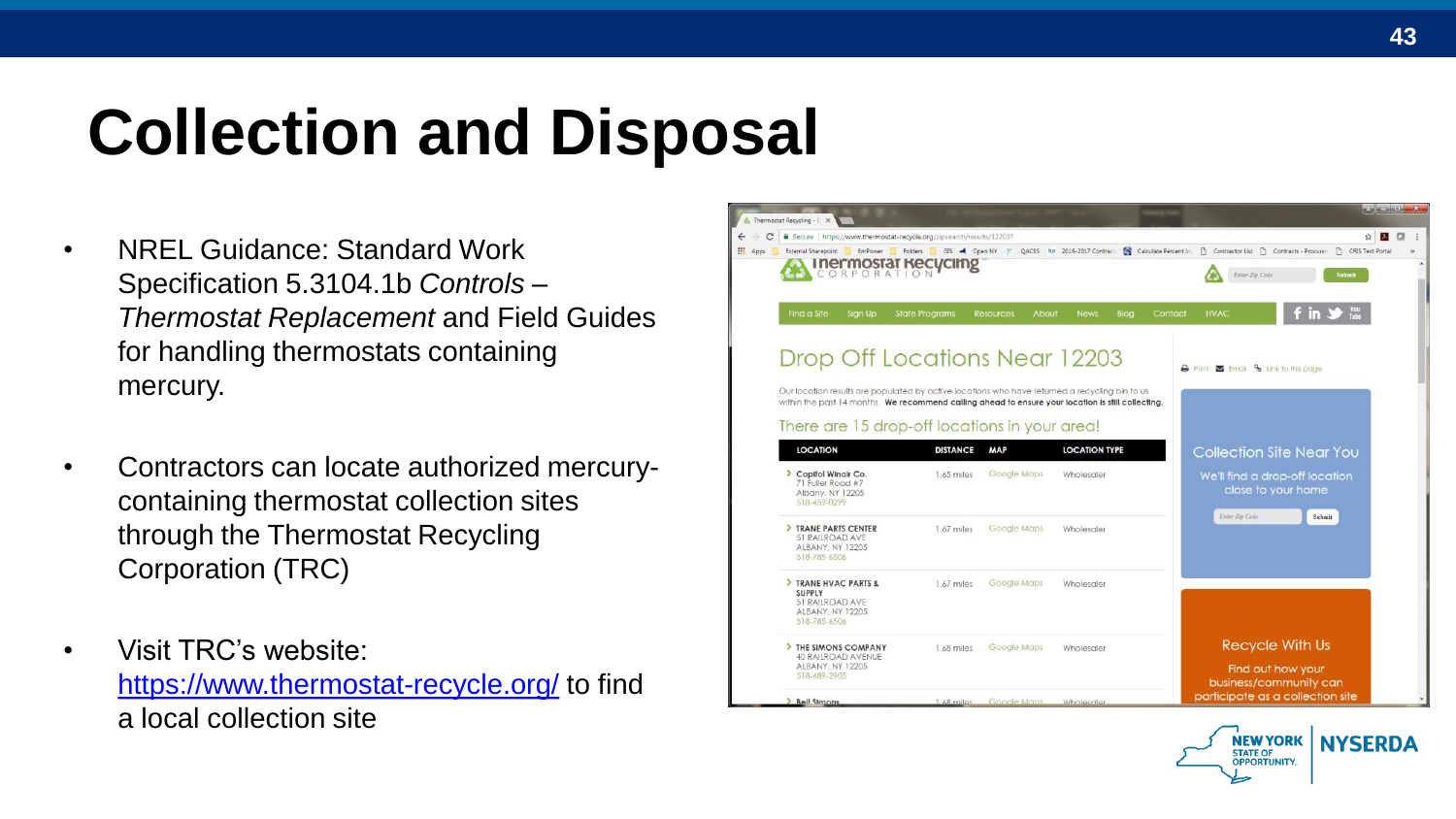# Collection and Disposal

- NREL Guidance: Standard Work Specification 5.3104.1b *Controls – Thermostat Replacement* and Field Guides for handling thermostats containing mercury.
- Contractors can locate authorized mercury-containing thermostat collection sites through the Thermostat Recycling Corporation (TRC)
- Visit TRC's website: [https://www.thermostat-recycle.org/](https://www.thermostat-recycle.org/) to find a local collection site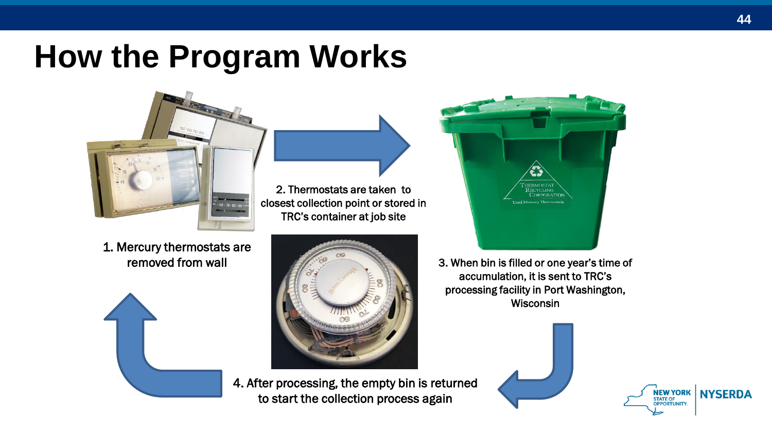# How the Program Works

1. Mercury thermostats are removed from wall

2. Thermostats are taken to closest collection point or stored in TRC's container at job site

3. When bin is filled or one year's time of accumulation, it is sent to TRC's processing facility in Port Washington, Wisconsin

4. After processing, the empty bin is returned to start the collection process again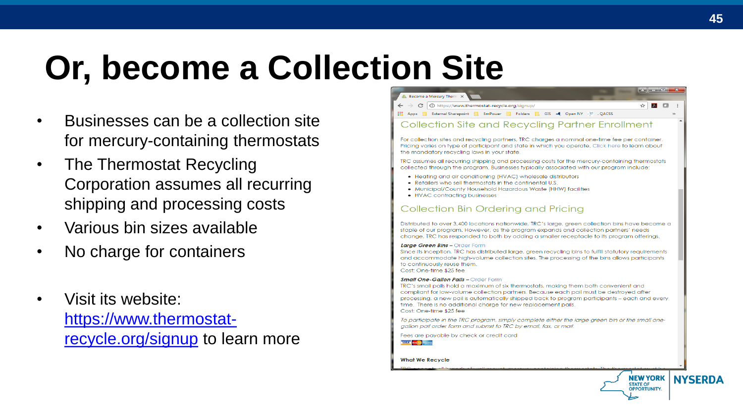# Or, become a Collection Site

- Businesses can be a collection site for mercury-containing thermostats
- The Thermostat Recycling Corporation assumes all recurring shipping and processing costs
- Various bin sizes available
- No charge for containers
- Visit its website: https://www.thermostat-recycle.org/signup to learn more

## Collection Site and Recycling Partner Enrollment

For collection sites and recycling partners, TRC charges a nominal one-time fee per container. Pricing varies on type of participant and state in which you operate. Click here to learn about the mandatory recycling laws in your state.

TRC assumes all recurring shipping and processing costs for the mercury-containing thermostats collected through the program. Businesses typically associated with our program include:

- Heating and air conditioning (HVAC) wholesale distributors
- Retailers who sell thermostats in the continental U.S.
- Municipal/County Household Hazardous Waste (HHW) facilities
- HVAC contracting businesses

## Collection Bin Ordering and Pricing

Distributed to over 3,400 locations nationwide, TRC's large, green collection bins have become a staple of our program. However, as the program expands and collection partners' needs change, TRC has responded to both by adding a smaller receptacle to its program offerings.

***Large Green Bins*** **–** Order Form
Since its inception, TRC has distributed large, green recycling bins to fulfill statutory requirements and accommodate high-volume collection sites. The processing of the bins allows participants to continuously reuse them.
Cost: One-time $25 fee

***Small One-Gallon Pails*** **–** Order Form
TRC's small pails hold a maximum of six thermostats, making them both convenient and compliant for low-volume collection partners. Because each pail must be destroyed after processing, a new pail is automatically shipped back to program participants – each and every time. There is no additional charge for new replacement pails.
Cost: One-time $25 fee

*To participate in the TRC program, simply complete either the large green bin or the small one-gallon pail order form and submit to TRC by email, fax, or mail.*

Fees are payable by check or credit card

**What We Recycle**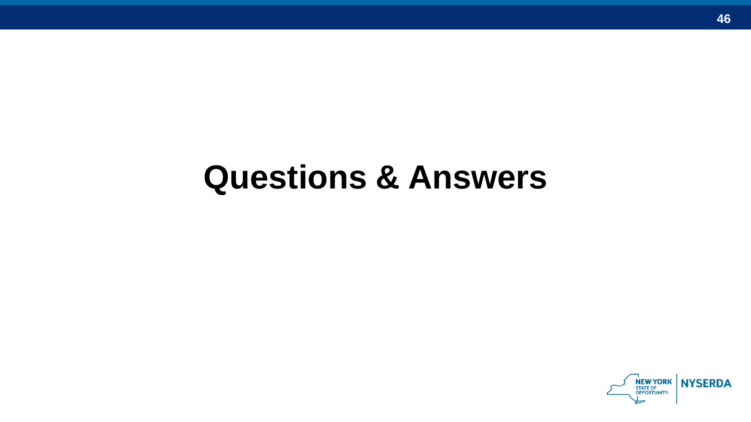# Questions & Answers